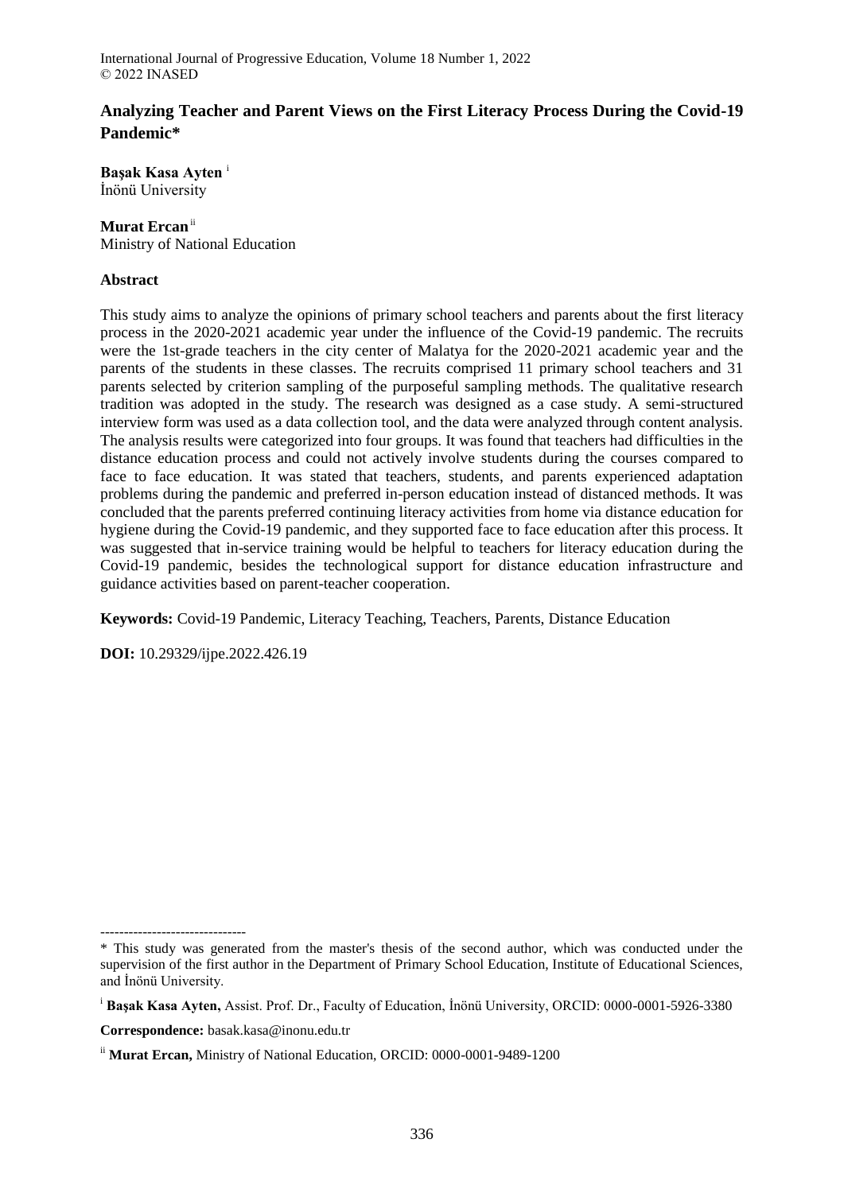# Analyzing Teacher and Parent Views on the First Literacy Process During the Covid-19 Pandemic*

**Başak Kasa Ayten** [i]
İnönü University

**Murat Ercan** [ii]
Ministry of National Education

## Abstract

This study aims to analyze the opinions of primary school teachers and parents about the first literacy process in the 2020-2021 academic year under the influence of the Covid-19 pandemic. The recruits were the 1st-grade teachers in the city center of Malatya for the 2020-2021 academic year and the parents of the students in these classes. The recruits comprised 11 primary school teachers and 31 parents selected by criterion sampling of the purposeful sampling methods. The qualitative research tradition was adopted in the study. The research was designed as a case study. A semi-structured interview form was used as a data collection tool, and the data were analyzed through content analysis. The analysis results were categorized into four groups. It was found that teachers had difficulties in the distance education process and could not actively involve students during the courses compared to face to face education. It was stated that teachers, students, and parents experienced adaptation problems during the pandemic and preferred in-person education instead of distanced methods. It was concluded that the parents preferred continuing literacy activities from home via distance education for hygiene during the Covid-19 pandemic, and they supported face to face education after this process. It was suggested that in-service training would be helpful to teachers for literacy education during the Covid-19 pandemic, besides the technological support for distance education infrastructure and guidance activities based on parent-teacher cooperation.

**Keywords:** Covid-19 Pandemic, Literacy Teaching, Teachers, Parents, Distance Education

**DOI:** 10.29329/ijpe.2022.426.19

-------------------------------

* This study was generated from the master's thesis of the second author, which was conducted under the supervision of the first author in the Department of Primary School Education, Institute of Educational Sciences, and İnönü University.

[i] **Başak Kasa Ayten,** Assist. Prof. Dr., Faculty of Education, İnönü University, ORCID: 0000-0001-5926-3380

**Correspondence:** basak.kasa@inonu.edu.tr

[ii] **Murat Ercan,** Ministry of National Education, ORCID: 0000-0001-9489-1200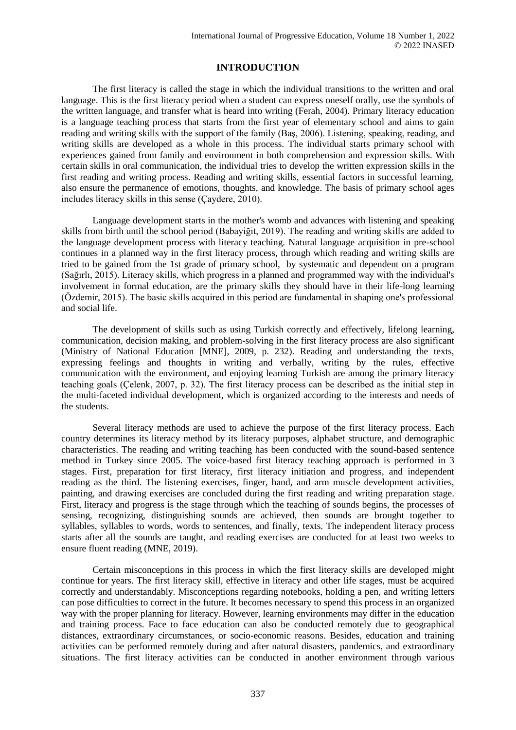## INTRODUCTION

The first literacy is called the stage in which the individual transitions to the written and oral language. This is the first literacy period when a student can express oneself orally, use the symbols of the written language, and transfer what is heard into writing (Ferah, 2004). Primary literacy education is a language teaching process that starts from the first year of elementary school and aims to gain reading and writing skills with the support of the family (Baş, 2006). Listening, speaking, reading, and writing skills are developed as a whole in this process. The individual starts primary school with experiences gained from family and environment in both comprehension and expression skills. With certain skills in oral communication, the individual tries to develop the written expression skills in the first reading and writing process. Reading and writing skills, essential factors in successful learning, also ensure the permanence of emotions, thoughts, and knowledge. The basis of primary school ages includes literacy skills in this sense (Çaydere, 2010).

Language development starts in the mother's womb and advances with listening and speaking skills from birth until the school period (Babayiğit, 2019). The reading and writing skills are added to the language development process with literacy teaching. Natural language acquisition in pre-school continues in a planned way in the first literacy process, through which reading and writing skills are tried to be gained from the 1st grade of primary school, by systematic and dependent on a program (Sağırlı, 2015). Literacy skills, which progress in a planned and programmed way with the individual's involvement in formal education, are the primary skills they should have in their life-long learning (Özdemir, 2015). The basic skills acquired in this period are fundamental in shaping one's professional and social life.

The development of skills such as using Turkish correctly and effectively, lifelong learning, communication, decision making, and problem-solving in the first literacy process are also significant (Ministry of National Education [MNE], 2009, p. 232). Reading and understanding the texts, expressing feelings and thoughts in writing and verbally, writing by the rules, effective communication with the environment, and enjoying learning Turkish are among the primary literacy teaching goals (Çelenk, 2007, p. 32). The first literacy process can be described as the initial step in the multi-faceted individual development, which is organized according to the interests and needs of the students.

Several literacy methods are used to achieve the purpose of the first literacy process. Each country determines its literacy method by its literacy purposes, alphabet structure, and demographic characteristics. The reading and writing teaching has been conducted with the sound-based sentence method in Turkey since 2005. The voice-based first literacy teaching approach is performed in 3 stages. First, preparation for first literacy, first literacy initiation and progress, and independent reading as the third. The listening exercises, finger, hand, and arm muscle development activities, painting, and drawing exercises are concluded during the first reading and writing preparation stage. First, literacy and progress is the stage through which the teaching of sounds begins, the processes of sensing, recognizing, distinguishing sounds are achieved, then sounds are brought together to syllables, syllables to words, words to sentences, and finally, texts. The independent literacy process starts after all the sounds are taught, and reading exercises are conducted for at least two weeks to ensure fluent reading (MNE, 2019).

Certain misconceptions in this process in which the first literacy skills are developed might continue for years. The first literacy skill, effective in literacy and other life stages, must be acquired correctly and understandably. Misconceptions regarding notebooks, holding a pen, and writing letters can pose difficulties to correct in the future. It becomes necessary to spend this process in an organized way with the proper planning for literacy. However, learning environments may differ in the education and training process. Face to face education can also be conducted remotely due to geographical distances, extraordinary circumstances, or socio-economic reasons. Besides, education and training activities can be performed remotely during and after natural disasters, pandemics, and extraordinary situations. The first literacy activities can be conducted in another environment through various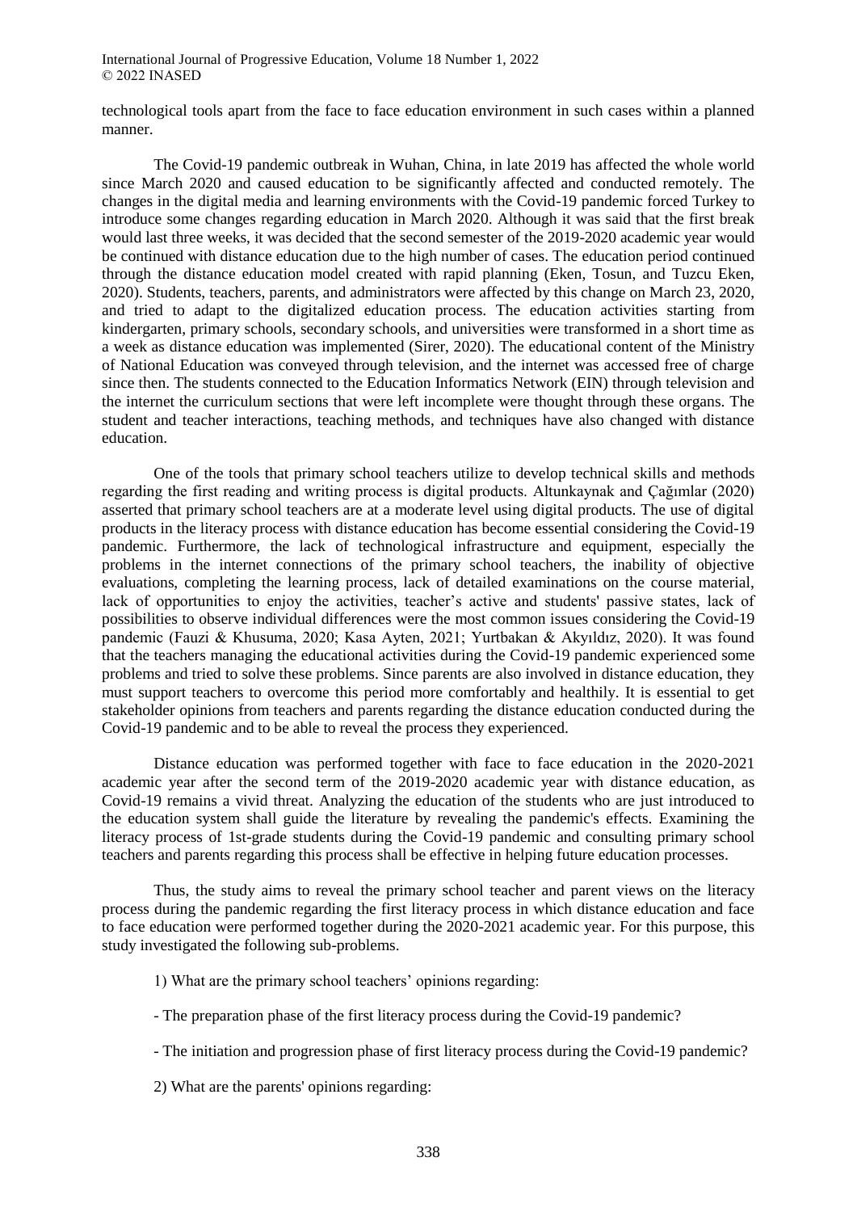technological tools apart from the face to face education environment in such cases within a planned manner.

The Covid-19 pandemic outbreak in Wuhan, China, in late 2019 has affected the whole world since March 2020 and caused education to be significantly affected and conducted remotely. The changes in the digital media and learning environments with the Covid-19 pandemic forced Turkey to introduce some changes regarding education in March 2020. Although it was said that the first break would last three weeks, it was decided that the second semester of the 2019-2020 academic year would be continued with distance education due to the high number of cases. The education period continued through the distance education model created with rapid planning (Eken, Tosun, and Tuzcu Eken, 2020). Students, teachers, parents, and administrators were affected by this change on March 23, 2020, and tried to adapt to the digitalized education process. The education activities starting from kindergarten, primary schools, secondary schools, and universities were transformed in a short time as a week as distance education was implemented (Sirer, 2020). The educational content of the Ministry of National Education was conveyed through television, and the internet was accessed free of charge since then. The students connected to the Education Informatics Network (EIN) through television and the internet the curriculum sections that were left incomplete were thought through these organs. The student and teacher interactions, teaching methods, and techniques have also changed with distance education.

One of the tools that primary school teachers utilize to develop technical skills and methods regarding the first reading and writing process is digital products. Altunkaynak and Çağımlar (2020) asserted that primary school teachers are at a moderate level using digital products. The use of digital products in the literacy process with distance education has become essential considering the Covid-19 pandemic. Furthermore, the lack of technological infrastructure and equipment, especially the problems in the internet connections of the primary school teachers, the inability of objective evaluations, completing the learning process, lack of detailed examinations on the course material, lack of opportunities to enjoy the activities, teacher's active and students' passive states, lack of possibilities to observe individual differences were the most common issues considering the Covid-19 pandemic (Fauzi & Khusuma, 2020; Kasa Ayten, 2021; Yurtbakan & Akyıldız, 2020). It was found that the teachers managing the educational activities during the Covid-19 pandemic experienced some problems and tried to solve these problems. Since parents are also involved in distance education, they must support teachers to overcome this period more comfortably and healthily. It is essential to get stakeholder opinions from teachers and parents regarding the distance education conducted during the Covid-19 pandemic and to be able to reveal the process they experienced.

Distance education was performed together with face to face education in the 2020-2021 academic year after the second term of the 2019-2020 academic year with distance education, as Covid-19 remains a vivid threat. Analyzing the education of the students who are just introduced to the education system shall guide the literature by revealing the pandemic's effects. Examining the literacy process of 1st-grade students during the Covid-19 pandemic and consulting primary school teachers and parents regarding this process shall be effective in helping future education processes.

Thus, the study aims to reveal the primary school teacher and parent views on the literacy process during the pandemic regarding the first literacy process in which distance education and face to face education were performed together during the 2020-2021 academic year. For this purpose, this study investigated the following sub-problems.

1) What are the primary school teachers' opinions regarding:

- The preparation phase of the first literacy process during the Covid-19 pandemic?

- The initiation and progression phase of first literacy process during the Covid-19 pandemic?

2) What are the parents' opinions regarding: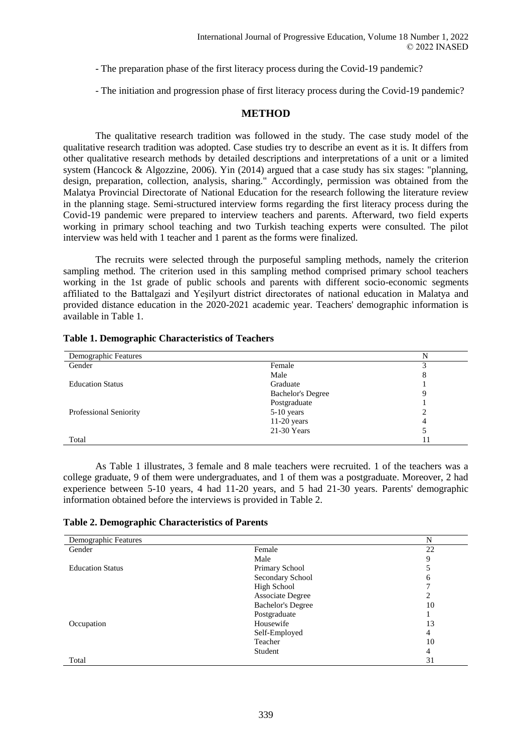- The preparation phase of the first literacy process during the Covid-19 pandemic?

- The initiation and progression phase of first literacy process during the Covid-19 pandemic?

## METHOD

The qualitative research tradition was followed in the study. The case study model of the qualitative research tradition was adopted. Case studies try to describe an event as it is. It differs from other qualitative research methods by detailed descriptions and interpretations of a unit or a limited system (Hancock & Algozzine, 2006). Yin (2014) argued that a case study has six stages: "planning, design, preparation, collection, analysis, sharing." Accordingly, permission was obtained from the Malatya Provincial Directorate of National Education for the research following the literature review in the planning stage. Semi-structured interview forms regarding the first literacy process during the Covid-19 pandemic were prepared to interview teachers and parents. Afterward, two field experts working in primary school teaching and two Turkish teaching experts were consulted. The pilot interview was held with 1 teacher and 1 parent as the forms were finalized.

The recruits were selected through the purposeful sampling methods, namely the criterion sampling method. The criterion used in this sampling method comprised primary school teachers working in the 1st grade of public schools and parents with different socio-economic segments affiliated to the Battalgazi and Yeşilyurt district directorates of national education in Malatya and provided distance education in the 2020-2021 academic year. Teachers' demographic information is available in Table 1.

**Table 1. Demographic Characteristics of Teachers**

| Demographic Features | | N |
|---|---|---|
| Gender | Female | 3 |
| | Male | 8 |
| Education Status | Graduate | 1 |
| | Bachelor's Degree | 9 |
| | Postgraduate | 1 |
| Professional Seniority | 5-10 years | 2 |
| | 11-20 years | 4 |
| | 21-30 Years | 5 |
| Total | | 11 |

As Table 1 illustrates, 3 female and 8 male teachers were recruited. 1 of the teachers was a college graduate, 9 of them were undergraduates, and 1 of them was a postgraduate. Moreover, 2 had experience between 5-10 years, 4 had 11-20 years, and 5 had 21-30 years. Parents' demographic information obtained before the interviews is provided in Table 2.

**Table 2. Demographic Characteristics of Parents**

| Demographic Features | | N |
|---|---|---|
| Gender | Female | 22 |
| | Male | 9 |
| Education Status | Primary School | 5 |
| | Secondary School | 6 |
| | High School | 7 |
| | Associate Degree | 2 |
| | Bachelor's Degree | 10 |
| | Postgraduate | 1 |
| Occupation | Housewife | 13 |
| | Self-Employed | 4 |
| | Teacher | 10 |
| | Student | 4 |
| Total | | 31 |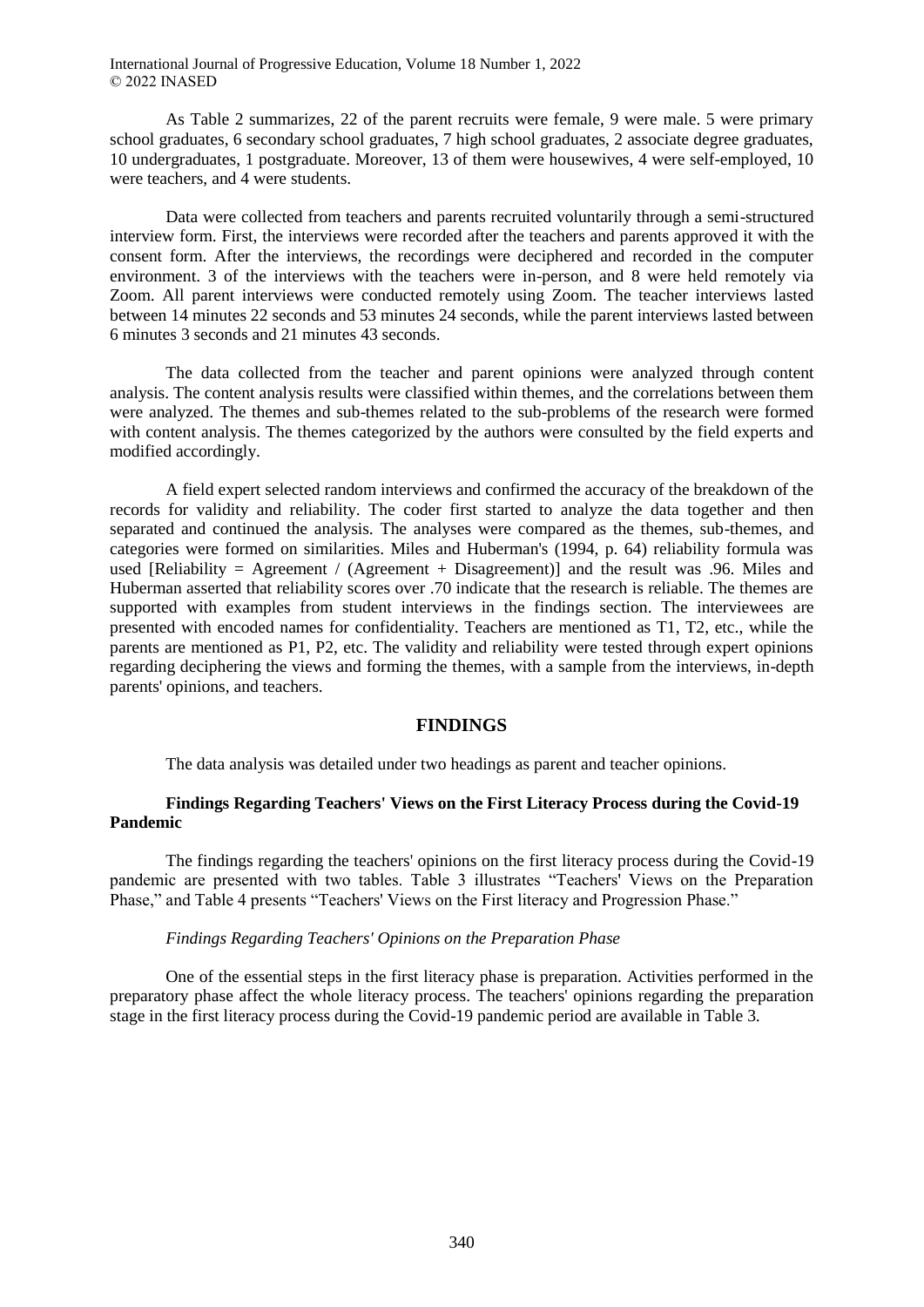As Table 2 summarizes, 22 of the parent recruits were female, 9 were male. 5 were primary school graduates, 6 secondary school graduates, 7 high school graduates, 2 associate degree graduates, 10 undergraduates, 1 postgraduate. Moreover, 13 of them were housewives, 4 were self-employed, 10 were teachers, and 4 were students.

Data were collected from teachers and parents recruited voluntarily through a semi-structured interview form. First, the interviews were recorded after the teachers and parents approved it with the consent form. After the interviews, the recordings were deciphered and recorded in the computer environment. 3 of the interviews with the teachers were in-person, and 8 were held remotely via Zoom. All parent interviews were conducted remotely using Zoom. The teacher interviews lasted between 14 minutes 22 seconds and 53 minutes 24 seconds, while the parent interviews lasted between 6 minutes 3 seconds and 21 minutes 43 seconds.

The data collected from the teacher and parent opinions were analyzed through content analysis. The content analysis results were classified within themes, and the correlations between them were analyzed. The themes and sub-themes related to the sub-problems of the research were formed with content analysis. The themes categorized by the authors were consulted by the field experts and modified accordingly.

A field expert selected random interviews and confirmed the accuracy of the breakdown of the records for validity and reliability. The coder first started to analyze the data together and then separated and continued the analysis. The analyses were compared as the themes, sub-themes, and categories were formed on similarities. Miles and Huberman's (1994, p. 64) reliability formula was used [Reliability = Agreement / (Agreement + Disagreement)] and the result was .96. Miles and Huberman asserted that reliability scores over .70 indicate that the research is reliable. The themes are supported with examples from student interviews in the findings section. The interviewees are presented with encoded names for confidentiality. Teachers are mentioned as T1, T2, etc., while the parents are mentioned as P1, P2, etc. The validity and reliability were tested through expert opinions regarding deciphering the views and forming the themes, with a sample from the interviews, in-depth parents' opinions, and teachers.

## FINDINGS

The data analysis was detailed under two headings as parent and teacher opinions.

### Findings Regarding Teachers' Views on the First Literacy Process during the Covid-19 Pandemic

The findings regarding the teachers' opinions on the first literacy process during the Covid-19 pandemic are presented with two tables. Table 3 illustrates "Teachers' Views on the Preparation Phase," and Table 4 presents "Teachers' Views on the First literacy and Progression Phase."

#### *Findings Regarding Teachers' Opinions on the Preparation Phase*

One of the essential steps in the first literacy phase is preparation. Activities performed in the preparatory phase affect the whole literacy process. The teachers' opinions regarding the preparation stage in the first literacy process during the Covid-19 pandemic period are available in Table 3.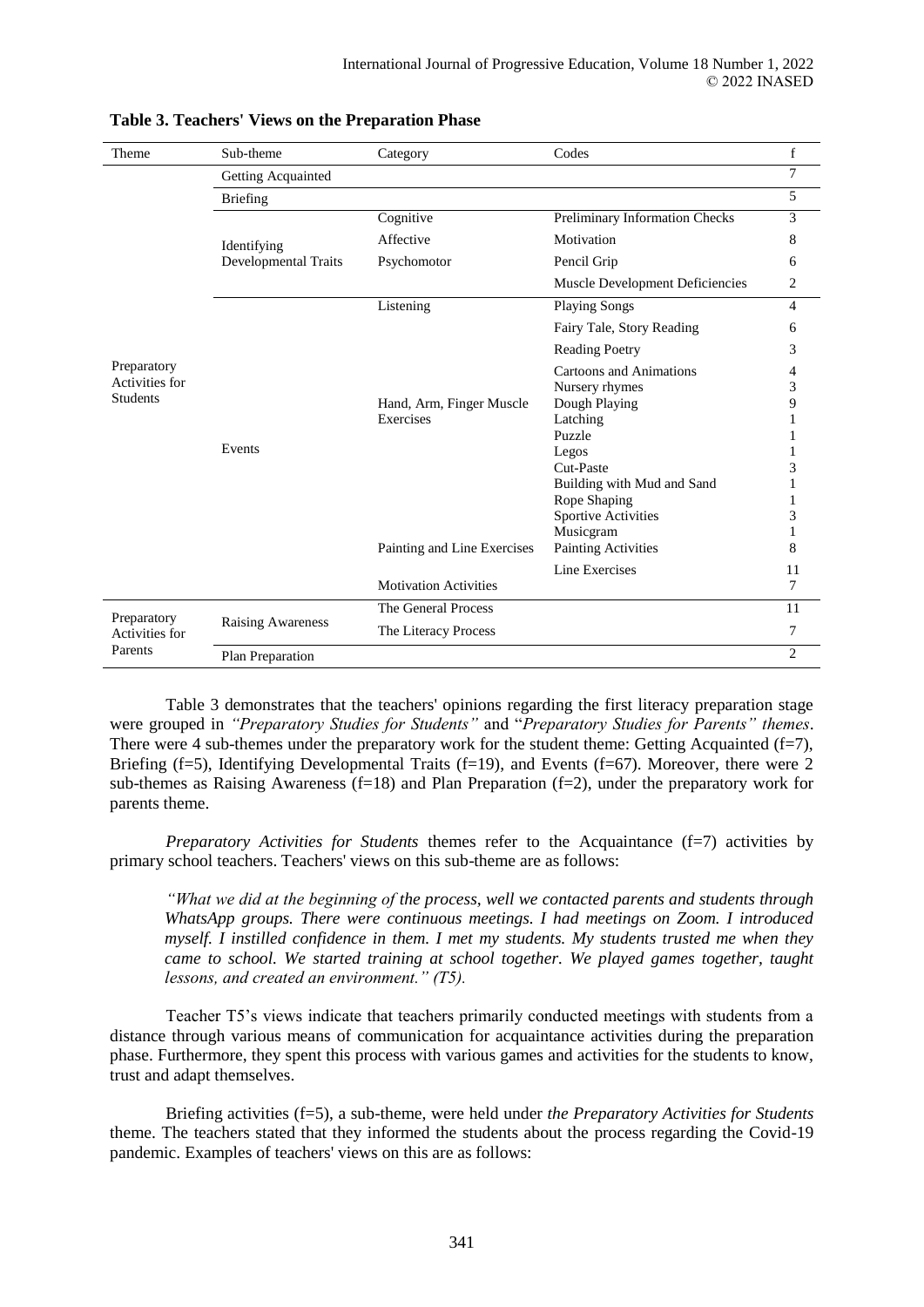**Table 3. Teachers' Views on the Preparation Phase**

| Theme | Sub-theme | Category | Codes | f |
|---|---|---|---|---|
| Preparatory Activities for Students | Getting Acquainted | | | 7 |
| | Briefing | | | 5 |
| | Identifying Developmental Traits | Cognitive | Preliminary Information Checks | 3 |
| | | Affective | Motivation | 8 |
| | | Psychomotor | Pencil Grip | 6 |
| | | | Muscle Development Deficiencies | 2 |
| | Events | Listening | Playing Songs | 4 |
| | | | Fairy Tale, Story Reading | 6 |
| | | | Reading Poetry | 3 |
| | | | Cartoons and Animations | 4 |
| | | | Nursery rhymes | 3 |
| | | Hand, Arm, Finger Muscle Exercises | Dough Playing | 9 |
| | | | Latching | 1 |
| | | | Puzzle | 1 |
| | | | Legos | 1 |
| | | | Cut-Paste | 3 |
| | | | Building with Mud and Sand | 1 |
| | | | Rope Shaping | 1 |
| | | | Sportive Activities | 3 |
| | | | Musicgram | 1 |
| | | Painting and Line Exercises | Painting Activities | 8 |
| | | | Line Exercises | 11 |
| | | Motivation Activities | | 7 |
| Preparatory Activities for Parents | Raising Awareness | The General Process | | 11 |
| | | The Literacy Process | | 7 |
| | Plan Preparation | | | 2 |

Table 3 demonstrates that the teachers' opinions regarding the first literacy preparation stage were grouped in *"Preparatory Studies for Students"* and "*Preparatory Studies for Parents" themes*. There were 4 sub-themes under the preparatory work for the student theme: Getting Acquainted (f=7), Briefing (f=5), Identifying Developmental Traits (f=19), and Events (f=67). Moreover, there were 2 sub-themes as Raising Awareness (f=18) and Plan Preparation (f=2), under the preparatory work for parents theme.

*Preparatory Activities for Students* themes refer to the Acquaintance (f=7) activities by primary school teachers. Teachers' views on this sub-theme are as follows:

> *"What we did at the beginning of the process, well we contacted parents and students through WhatsApp groups. There were continuous meetings. I had meetings on Zoom. I introduced myself. I instilled confidence in them. I met my students. My students trusted me when they came to school. We started training at school together. We played games together, taught lessons, and created an environment." (T5).*

Teacher T5's views indicate that teachers primarily conducted meetings with students from a distance through various means of communication for acquaintance activities during the preparation phase. Furthermore, they spent this process with various games and activities for the students to know, trust and adapt themselves.

Briefing activities (f=5), a sub-theme, were held under *the Preparatory Activities for Students* theme. The teachers stated that they informed the students about the process regarding the Covid-19 pandemic. Examples of teachers' views on this are as follows: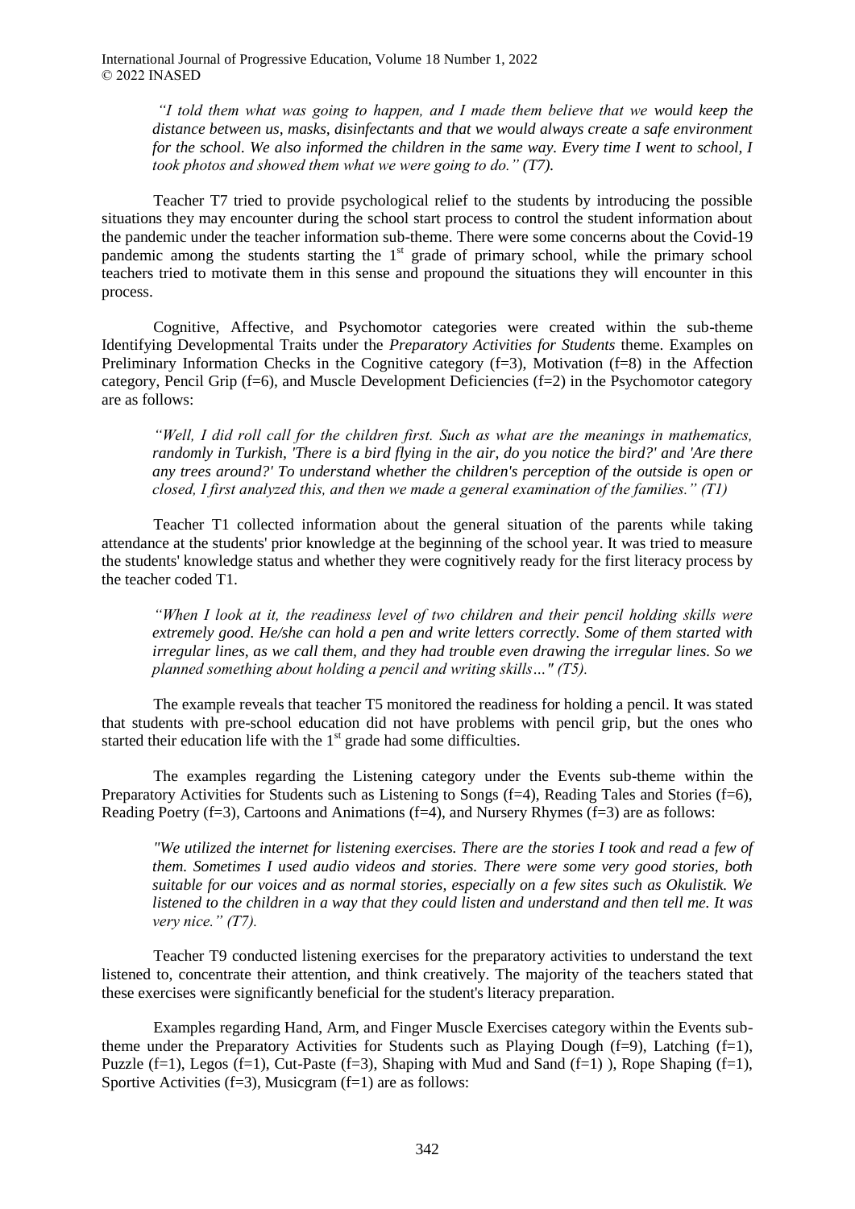*"I told them what was going to happen, and I made them believe that we would keep the distance between us, masks, disinfectants and that we would always create a safe environment for the school. We also informed the children in the same way. Every time I went to school, I took photos and showed them what we were going to do." (T7).*

Teacher T7 tried to provide psychological relief to the students by introducing the possible situations they may encounter during the school start process to control the student information about the pandemic under the teacher information sub-theme. There were some concerns about the Covid-19 pandemic among the students starting the 1st grade of primary school, while the primary school teachers tried to motivate them in this sense and propound the situations they will encounter in this process.

Cognitive, Affective, and Psychomotor categories were created within the sub-theme Identifying Developmental Traits under the *Preparatory Activities for Students* theme. Examples on Preliminary Information Checks in the Cognitive category (f=3), Motivation (f=8) in the Affection category, Pencil Grip (f=6), and Muscle Development Deficiencies (f=2) in the Psychomotor category are as follows:

*"Well, I did roll call for the children first. Such as what are the meanings in mathematics, randomly in Turkish, 'There is a bird flying in the air, do you notice the bird?' and 'Are there any trees around?' To understand whether the children's perception of the outside is open or closed, I first analyzed this, and then we made a general examination of the families." (T1)*

Teacher T1 collected information about the general situation of the parents while taking attendance at the students' prior knowledge at the beginning of the school year. It was tried to measure the students' knowledge status and whether they were cognitively ready for the first literacy process by the teacher coded T1.

*"When I look at it, the readiness level of two children and their pencil holding skills were extremely good. He/she can hold a pen and write letters correctly. Some of them started with irregular lines, as we call them, and they had trouble even drawing the irregular lines. So we planned something about holding a pencil and writing skills…" (T5).*

The example reveals that teacher T5 monitored the readiness for holding a pencil. It was stated that students with pre-school education did not have problems with pencil grip, but the ones who started their education life with the 1st grade had some difficulties.

The examples regarding the Listening category under the Events sub-theme within the Preparatory Activities for Students such as Listening to Songs (f=4), Reading Tales and Stories (f=6), Reading Poetry (f=3), Cartoons and Animations (f=4), and Nursery Rhymes (f=3) are as follows:

*"We utilized the internet for listening exercises. There are the stories I took and read a few of them. Sometimes I used audio videos and stories. There were some very good stories, both suitable for our voices and as normal stories, especially on a few sites such as Okulistik. We listened to the children in a way that they could listen and understand and then tell me. It was very nice." (T7).*

Teacher T9 conducted listening exercises for the preparatory activities to understand the text listened to, concentrate their attention, and think creatively. The majority of the teachers stated that these exercises were significantly beneficial for the student's literacy preparation.

Examples regarding Hand, Arm, and Finger Muscle Exercises category within the Events sub-theme under the Preparatory Activities for Students such as Playing Dough (f=9), Latching (f=1), Puzzle (f=1), Legos (f=1), Cut-Paste (f=3), Shaping with Mud and Sand (f=1) ), Rope Shaping (f=1), Sportive Activities (f=3), Musicgram (f=1) are as follows: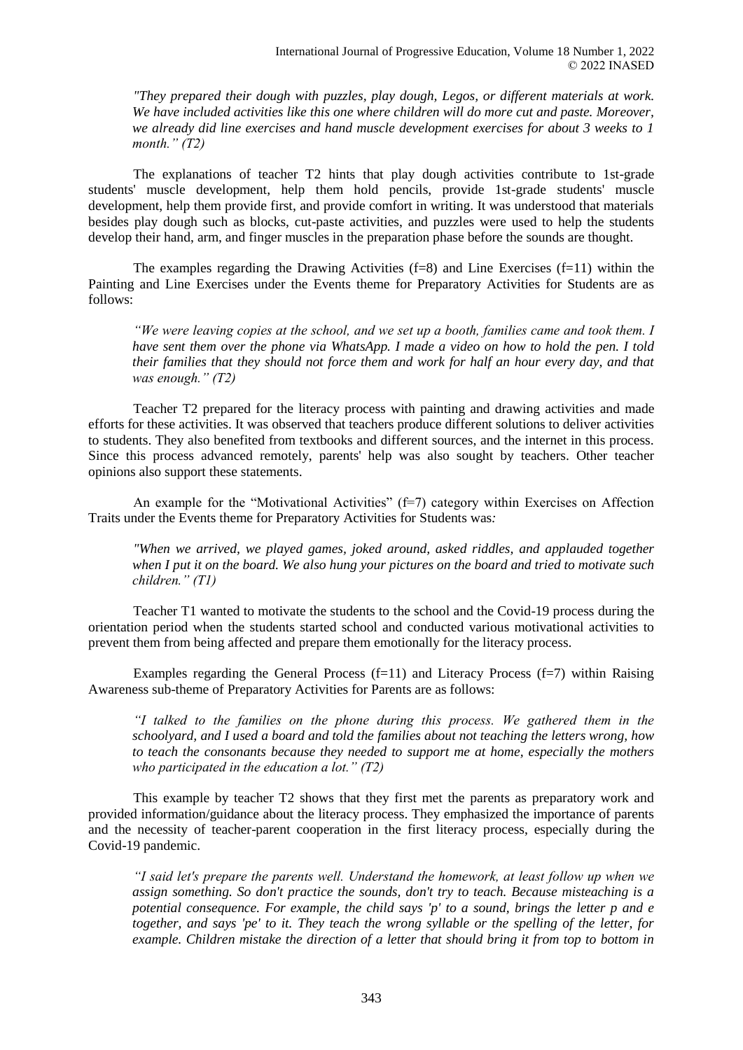*"They prepared their dough with puzzles, play dough, Legos, or different materials at work. We have included activities like this one where children will do more cut and paste. Moreover, we already did line exercises and hand muscle development exercises for about 3 weeks to 1 month." (T2)*

The explanations of teacher T2 hints that play dough activities contribute to 1st-grade students' muscle development, help them hold pencils, provide 1st-grade students' muscle development, help them provide first, and provide comfort in writing. It was understood that materials besides play dough such as blocks, cut-paste activities, and puzzles were used to help the students develop their hand, arm, and finger muscles in the preparation phase before the sounds are thought.

The examples regarding the Drawing Activities (f=8) and Line Exercises (f=11) within the Painting and Line Exercises under the Events theme for Preparatory Activities for Students are as follows:

*"We were leaving copies at the school, and we set up a booth, families came and took them. I have sent them over the phone via WhatsApp. I made a video on how to hold the pen. I told their families that they should not force them and work for half an hour every day, and that was enough." (T2)*

Teacher T2 prepared for the literacy process with painting and drawing activities and made efforts for these activities. It was observed that teachers produce different solutions to deliver activities to students. They also benefited from textbooks and different sources, and the internet in this process. Since this process advanced remotely, parents' help was also sought by teachers. Other teacher opinions also support these statements.

An example for the "Motivational Activities" (f=7) category within Exercises on Affection Traits under the Events theme for Preparatory Activities for Students was*:*

*"When we arrived, we played games, joked around, asked riddles, and applauded together when I put it on the board. We also hung your pictures on the board and tried to motivate such children." (T1)*

Teacher T1 wanted to motivate the students to the school and the Covid-19 process during the orientation period when the students started school and conducted various motivational activities to prevent them from being affected and prepare them emotionally for the literacy process.

Examples regarding the General Process (f=11) and Literacy Process (f=7) within Raising Awareness sub-theme of Preparatory Activities for Parents are as follows:

*"I talked to the families on the phone during this process. We gathered them in the schoolyard, and I used a board and told the families about not teaching the letters wrong, how to teach the consonants because they needed to support me at home, especially the mothers who participated in the education a lot." (T2)*

This example by teacher T2 shows that they first met the parents as preparatory work and provided information/guidance about the literacy process. They emphasized the importance of parents and the necessity of teacher-parent cooperation in the first literacy process, especially during the Covid-19 pandemic.

*"I said let's prepare the parents well. Understand the homework, at least follow up when we assign something. So don't practice the sounds, don't try to teach. Because misteaching is a potential consequence. For example, the child says 'p' to a sound, brings the letter p and e together, and says 'pe' to it. They teach the wrong syllable or the spelling of the letter, for example. Children mistake the direction of a letter that should bring it from top to bottom in*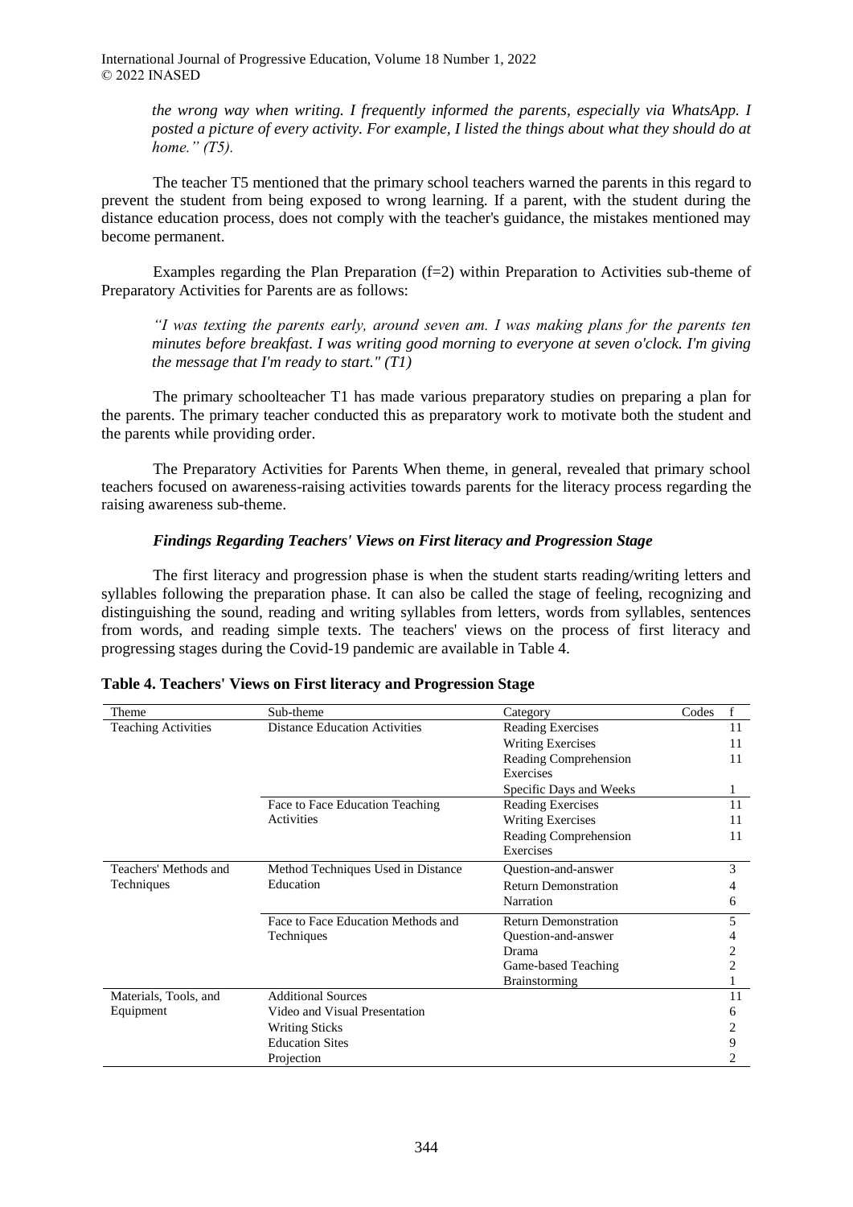*the wrong way when writing. I frequently informed the parents, especially via WhatsApp. I posted a picture of every activity. For example, I listed the things about what they should do at home." (T5).*

The teacher T5 mentioned that the primary school teachers warned the parents in this regard to prevent the student from being exposed to wrong learning. If a parent, with the student during the distance education process, does not comply with the teacher's guidance, the mistakes mentioned may become permanent.

Examples regarding the Plan Preparation (f=2) within Preparation to Activities sub-theme of Preparatory Activities for Parents are as follows:

*"I was texting the parents early, around seven am. I was making plans for the parents ten minutes before breakfast. I was writing good morning to everyone at seven o'clock. I'm giving the message that I'm ready to start." (T1)*

The primary schoolteacher T1 has made various preparatory studies on preparing a plan for the parents. The primary teacher conducted this as preparatory work to motivate both the student and the parents while providing order.

The Preparatory Activities for Parents When theme, in general, revealed that primary school teachers focused on awareness-raising activities towards parents for the literacy process regarding the raising awareness sub-theme.

### *Findings Regarding Teachers' Views on First literacy and Progression Stage*

The first literacy and progression phase is when the student starts reading/writing letters and syllables following the preparation phase. It can also be called the stage of feeling, recognizing and distinguishing the sound, reading and writing syllables from letters, words from syllables, sentences from words, and reading simple texts. The teachers' views on the process of first literacy and progressing stages during the Covid-19 pandemic are available in Table 4.

**Table 4. Teachers' Views on First literacy and Progression Stage**

| Theme | Sub-theme | Category | Codes f |
|---|---|---|---|
| Teaching Activities | Distance Education Activities | Reading Exercises | 11 |
| | | Writing Exercises | 11 |
| | | Reading Comprehension Exercises | 11 |
| | | Specific Days and Weeks | 1 |
| | Face to Face Education Teaching Activities | Reading Exercises | 11 |
| | | Writing Exercises | 11 |
| | | Reading Comprehension Exercises | 11 |
| Teachers' Methods and Techniques | Method Techniques Used in Distance Education | Question-and-answer | 3 |
| | | Return Demonstration | 4 |
| | | Narration | 6 |
| | Face to Face Education Methods and Techniques | Return Demonstration | 5 |
| | | Question-and-answer | 4 |
| | | Drama | 2 |
| | | Game-based Teaching | 2 |
| | | Brainstorming | 1 |
| Materials, Tools, and Equipment | Additional Sources | | 11 |
| | Video and Visual Presentation | | 6 |
| | Writing Sticks | | 2 |
| | Education Sites | | 9 |
| | Projection | | 2 |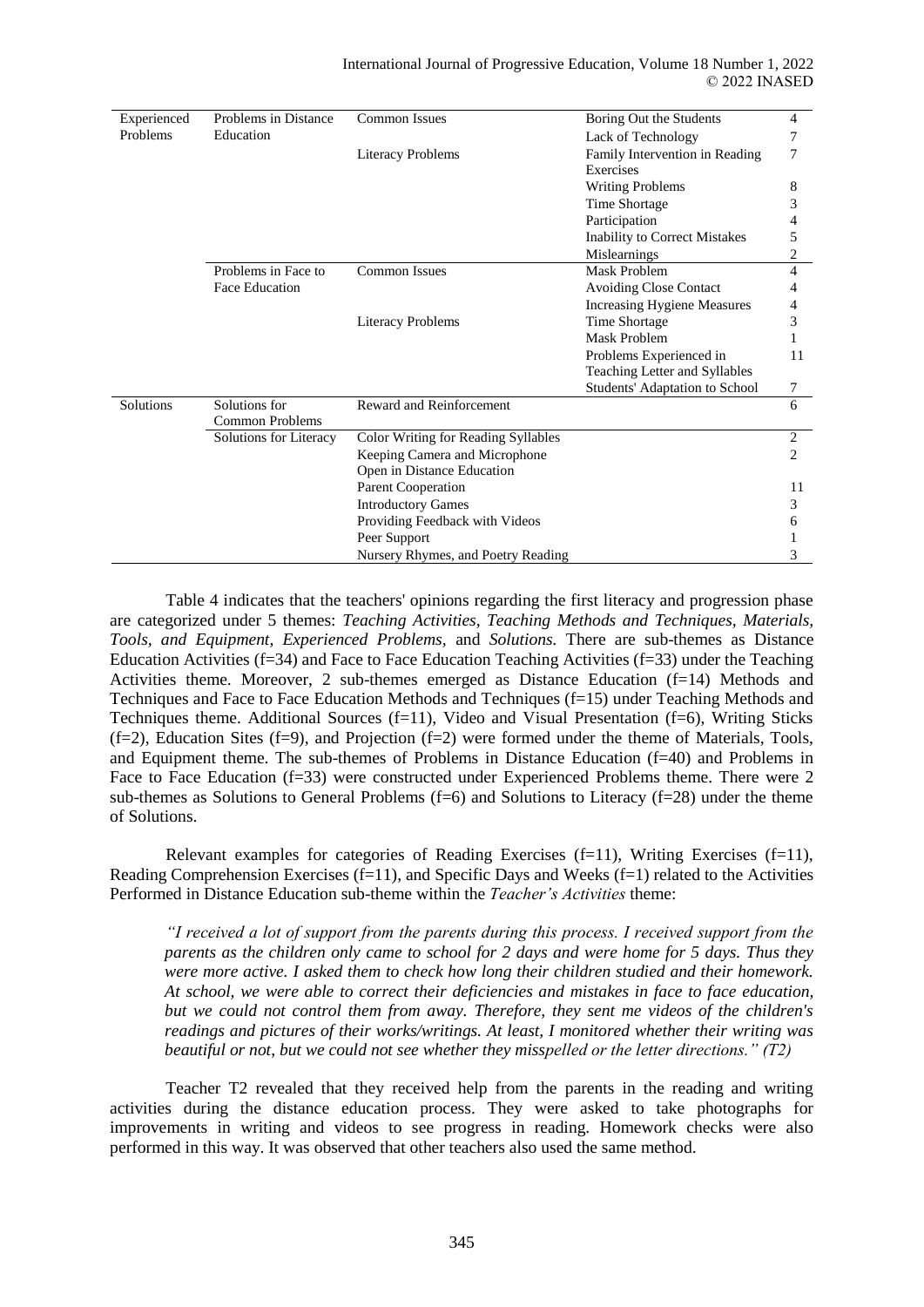| | | | | |
|---|---|---|---|---|
| Experienced Problems | Problems in Distance Education | Common Issues | Boring Out the Students | 4 |
| | | | Lack of Technology | 7 |
| | | Literacy Problems | Family Intervention in Reading Exercises | 7 |
| | | | Writing Problems | 8 |
| | | | Time Shortage | 3 |
| | | | Participation | 4 |
| | | | Inability to Correct Mistakes | 5 |
| | | | Mislearnings | 2 |
| | Problems in Face to Face Education | Common Issues | Mask Problem | 4 |
| | | | Avoiding Close Contact | 4 |
| | | | Increasing Hygiene Measures | 4 |
| | | Literacy Problems | Time Shortage | 3 |
| | | | Mask Problem | 1 |
| | | | Problems Experienced in Teaching Letter and Syllables | 11 |
| | | | Students' Adaptation to School | 7 |
| Solutions | Solutions for Common Problems | Reward and Reinforcement | | 6 |
| | Solutions for Literacy | Color Writing for Reading Syllables | | 2 |
| | | Keeping Camera and Microphone Open in Distance Education | | 2 |
| | | Parent Cooperation | | 11 |
| | | Introductory Games | | 3 |
| | | Providing Feedback with Videos | | 6 |
| | | Peer Support | | 1 |
| | | Nursery Rhymes, and Poetry Reading | | 3 |

Table 4 indicates that the teachers' opinions regarding the first literacy and progression phase are categorized under 5 themes: *Teaching Activities, Teaching Methods and Techniques, Materials, Tools, and Equipment, Experienced Problems,* and *Solutions.* There are sub-themes as Distance Education Activities (f=34) and Face to Face Education Teaching Activities (f=33) under the Teaching Activities theme. Moreover, 2 sub-themes emerged as Distance Education (f=14) Methods and Techniques and Face to Face Education Methods and Techniques (f=15) under Teaching Methods and Techniques theme. Additional Sources (f=11), Video and Visual Presentation (f=6), Writing Sticks (f=2), Education Sites (f=9), and Projection (f=2) were formed under the theme of Materials, Tools, and Equipment theme. The sub-themes of Problems in Distance Education (f=40) and Problems in Face to Face Education (f=33) were constructed under Experienced Problems theme. There were 2 sub-themes as Solutions to General Problems (f=6) and Solutions to Literacy (f=28) under the theme of Solutions.

Relevant examples for categories of Reading Exercises (f=11), Writing Exercises (f=11), Reading Comprehension Exercises (f=11), and Specific Days and Weeks (f=1) related to the Activities Performed in Distance Education sub-theme within the *Teacher's Activities* theme:

> *"I received a lot of support from the parents during this process. I received support from the parents as the children only came to school for 2 days and were home for 5 days. Thus they were more active. I asked them to check how long their children studied and their homework. At school, we were able to correct their deficiencies and mistakes in face to face education, but we could not control them from away. Therefore, they sent me videos of the children's readings and pictures of their works/writings. At least, I monitored whether their writing was beautiful or not, but we could not see whether they misspelled or the letter directions." (T2)*

Teacher T2 revealed that they received help from the parents in the reading and writing activities during the distance education process. They were asked to take photographs for improvements in writing and videos to see progress in reading. Homework checks were also performed in this way. It was observed that other teachers also used the same method.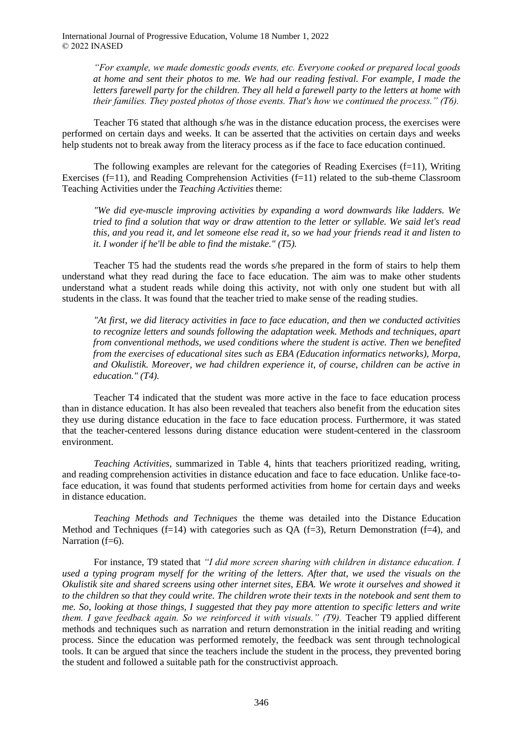*"For example, we made domestic goods events, etc. Everyone cooked or prepared local goods at home and sent their photos to me. We had our reading festival. For example, I made the letters farewell party for the children. They all held a farewell party to the letters at home with their families. They posted photos of those events. That's how we continued the process." (T6).*

Teacher T6 stated that although s/he was in the distance education process, the exercises were performed on certain days and weeks. It can be asserted that the activities on certain days and weeks help students not to break away from the literacy process as if the face to face education continued.

The following examples are relevant for the categories of Reading Exercises (f=11), Writing Exercises (f=11), and Reading Comprehension Activities (f=11) related to the sub-theme Classroom Teaching Activities under the *Teaching Activities* theme:

*"We did eye-muscle improving activities by expanding a word downwards like ladders. We tried to find a solution that way or draw attention to the letter or syllable. We said let's read this, and you read it, and let someone else read it, so we had your friends read it and listen to it. I wonder if he'll be able to find the mistake." (T5).*

Teacher T5 had the students read the words s/he prepared in the form of stairs to help them understand what they read during the face to face education. The aim was to make other students understand what a student reads while doing this activity, not with only one student but with all students in the class. It was found that the teacher tried to make sense of the reading studies.

*"At first, we did literacy activities in face to face education, and then we conducted activities to recognize letters and sounds following the adaptation week. Methods and techniques, apart from conventional methods, we used conditions where the student is active. Then we benefited from the exercises of educational sites such as EBA (Education informatics networks), Morpa, and Okulistik. Moreover, we had children experience it, of course, children can be active in education." (T4).*

Teacher T4 indicated that the student was more active in the face to face education process than in distance education. It has also been revealed that teachers also benefit from the education sites they use during distance education in the face to face education process. Furthermore, it was stated that the teacher-centered lessons during distance education were student-centered in the classroom environment.

*Teaching Activities*, summarized in Table 4, hints that teachers prioritized reading, writing, and reading comprehension activities in distance education and face to face education. Unlike face-to-face education, it was found that students performed activities from home for certain days and weeks in distance education.

*Teaching Methods and Techniques* the theme was detailed into the Distance Education Method and Techniques (f=14) with categories such as QA (f=3), Return Demonstration (f=4), and Narration (f=6).

For instance, T9 stated that *"I did more screen sharing with children in distance education. I used a typing program myself for the writing of the letters. After that, we used the visuals on the Okulistik site and shared screens using other internet sites, EBA. We wrote it ourselves and showed it to the children so that they could write. The children wrote their texts in the notebook and sent them to me. So, looking at those things, I suggested that they pay more attention to specific letters and write them. I gave feedback again. So we reinforced it with visuals." (T9).* Teacher T9 applied different methods and techniques such as narration and return demonstration in the initial reading and writing process. Since the education was performed remotely, the feedback was sent through technological tools. It can be argued that since the teachers include the student in the process, they prevented boring the student and followed a suitable path for the constructivist approach.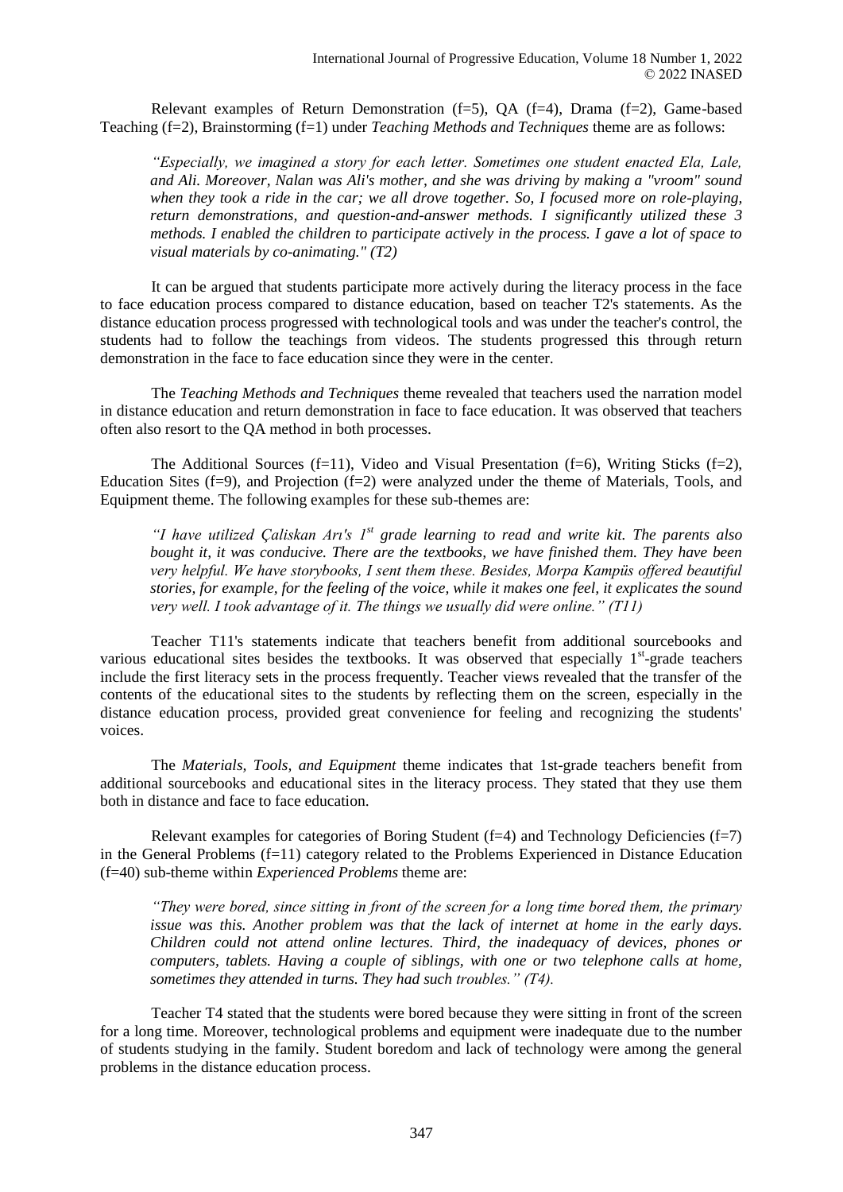Relevant examples of Return Demonstration (f=5), QA (f=4), Drama (f=2), Game-based Teaching (f=2), Brainstorming (f=1) under *Teaching Methods and Techniques* theme are as follows:

> *"Especially, we imagined a story for each letter. Sometimes one student enacted Ela, Lale, and Ali. Moreover, Nalan was Ali's mother, and she was driving by making a "vroom" sound when they took a ride in the car; we all drove together. So, I focused more on role-playing, return demonstrations, and question-and-answer methods. I significantly utilized these 3 methods. I enabled the children to participate actively in the process. I gave a lot of space to visual materials by co-animating." (T2)*

It can be argued that students participate more actively during the literacy process in the face to face education process compared to distance education, based on teacher T2's statements. As the distance education process progressed with technological tools and was under the teacher's control, the students had to follow the teachings from videos. The students progressed this through return demonstration in the face to face education since they were in the center.

The *Teaching Methods and Techniques* theme revealed that teachers used the narration model in distance education and return demonstration in face to face education. It was observed that teachers often also resort to the QA method in both processes.

The Additional Sources (f=11), Video and Visual Presentation (f=6), Writing Sticks (f=2), Education Sites (f=9), and Projection (f=2) were analyzed under the theme of Materials, Tools, and Equipment theme. The following examples for these sub-themes are:

> *"I have utilized Çaliskan Arı's 1st grade learning to read and write kit. The parents also bought it, it was conducive. There are the textbooks, we have finished them. They have been very helpful. We have storybooks, I sent them these. Besides, Morpa Kampüs offered beautiful stories, for example, for the feeling of the voice, while it makes one feel, it explicates the sound very well. I took advantage of it. The things we usually did were online." (T11)*

Teacher T11's statements indicate that teachers benefit from additional sourcebooks and various educational sites besides the textbooks. It was observed that especially 1st-grade teachers include the first literacy sets in the process frequently. Teacher views revealed that the transfer of the contents of the educational sites to the students by reflecting them on the screen, especially in the distance education process, provided great convenience for feeling and recognizing the students' voices.

The *Materials, Tools, and Equipment* theme indicates that 1st-grade teachers benefit from additional sourcebooks and educational sites in the literacy process. They stated that they use them both in distance and face to face education.

Relevant examples for categories of Boring Student (f=4) and Technology Deficiencies (f=7) in the General Problems (f=11) category related to the Problems Experienced in Distance Education (f=40) sub-theme within *Experienced Problems* theme are:

> *"They were bored, since sitting in front of the screen for a long time bored them, the primary issue was this. Another problem was that the lack of internet at home in the early days. Children could not attend online lectures. Third, the inadequacy of devices, phones or computers, tablets. Having a couple of siblings, with one or two telephone calls at home, sometimes they attended in turns. They had such troubles." (T4).*

Teacher T4 stated that the students were bored because they were sitting in front of the screen for a long time. Moreover, technological problems and equipment were inadequate due to the number of students studying in the family. Student boredom and lack of technology were among the general problems in the distance education process.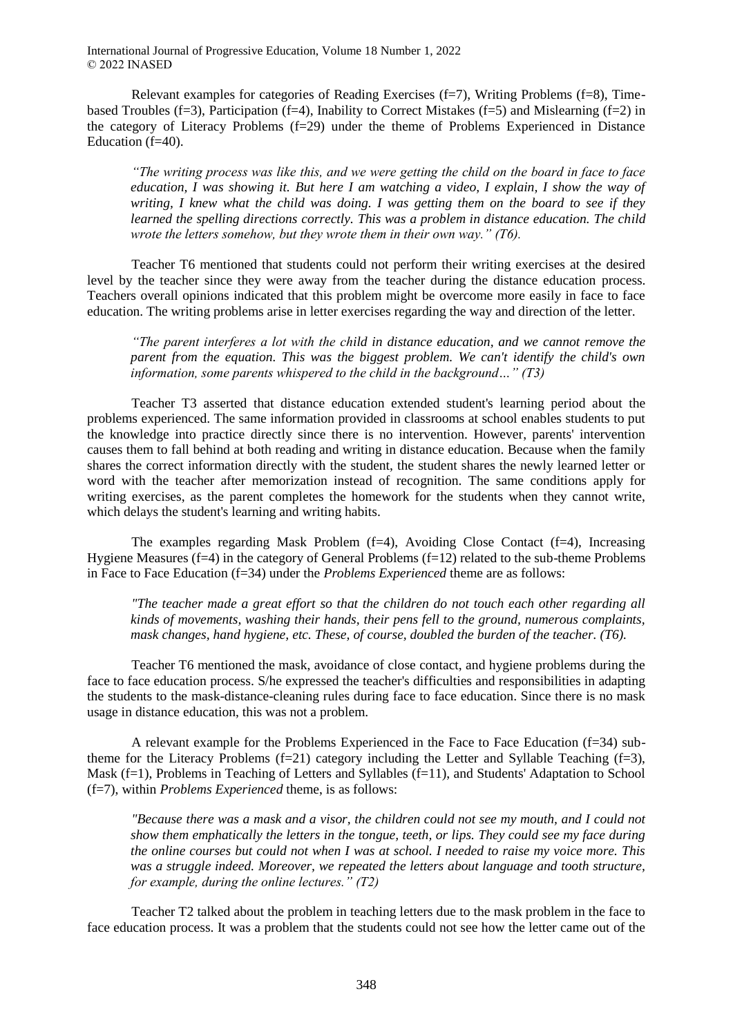Relevant examples for categories of Reading Exercises (f=7), Writing Problems (f=8), Time-based Troubles (f=3), Participation (f=4), Inability to Correct Mistakes (f=5) and Mislearning (f=2) in the category of Literacy Problems (f=29) under the theme of Problems Experienced in Distance Education (f=40).

> *"The writing process was like this, and we were getting the child on the board in face to face education, I was showing it. But here I am watching a video, I explain, I show the way of writing, I knew what the child was doing. I was getting them on the board to see if they learned the spelling directions correctly. This was a problem in distance education. The child wrote the letters somehow, but they wrote them in their own way." (T6).*

Teacher T6 mentioned that students could not perform their writing exercises at the desired level by the teacher since they were away from the teacher during the distance education process. Teachers overall opinions indicated that this problem might be overcome more easily in face to face education. The writing problems arise in letter exercises regarding the way and direction of the letter.

> *"The parent interferes a lot with the child in distance education, and we cannot remove the parent from the equation. This was the biggest problem. We can't identify the child's own information, some parents whispered to the child in the background…" (T3)*

Teacher T3 asserted that distance education extended student's learning period about the problems experienced. The same information provided in classrooms at school enables students to put the knowledge into practice directly since there is no intervention. However, parents' intervention causes them to fall behind at both reading and writing in distance education. Because when the family shares the correct information directly with the student, the student shares the newly learned letter or word with the teacher after memorization instead of recognition. The same conditions apply for writing exercises, as the parent completes the homework for the students when they cannot write, which delays the student's learning and writing habits.

The examples regarding Mask Problem (f=4), Avoiding Close Contact (f=4), Increasing Hygiene Measures (f=4) in the category of General Problems (f=12) related to the sub-theme Problems in Face to Face Education (f=34) under the *Problems Experienced* theme are as follows:

> *"The teacher made a great effort so that the children do not touch each other regarding all kinds of movements, washing their hands, their pens fell to the ground, numerous complaints, mask changes, hand hygiene, etc. These, of course, doubled the burden of the teacher. (T6).*

Teacher T6 mentioned the mask, avoidance of close contact, and hygiene problems during the face to face education process. S/he expressed the teacher's difficulties and responsibilities in adapting the students to the mask-distance-cleaning rules during face to face education. Since there is no mask usage in distance education, this was not a problem.

A relevant example for the Problems Experienced in the Face to Face Education (f=34) sub-theme for the Literacy Problems (f=21) category including the Letter and Syllable Teaching (f=3), Mask (f=1), Problems in Teaching of Letters and Syllables (f=11), and Students' Adaptation to School (f=7), within *Problems Experienced* theme, is as follows:

> *"Because there was a mask and a visor, the children could not see my mouth, and I could not show them emphatically the letters in the tongue, teeth, or lips. They could see my face during the online courses but could not when I was at school. I needed to raise my voice more. This was a struggle indeed. Moreover, we repeated the letters about language and tooth structure, for example, during the online lectures." (T2)*

Teacher T2 talked about the problem in teaching letters due to the mask problem in the face to face education process. It was a problem that the students could not see how the letter came out of the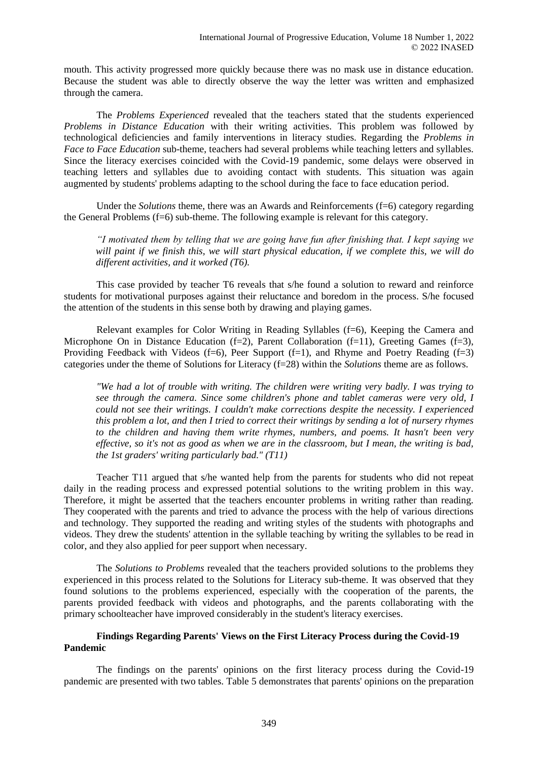mouth. This activity progressed more quickly because there was no mask use in distance education. Because the student was able to directly observe the way the letter was written and emphasized through the camera.

The *Problems Experienced* revealed that the teachers stated that the students experienced *Problems in Distance Education* with their writing activities. This problem was followed by technological deficiencies and family interventions in literacy studies. Regarding the *Problems in Face to Face Education* sub-theme, teachers had several problems while teaching letters and syllables. Since the literacy exercises coincided with the Covid-19 pandemic, some delays were observed in teaching letters and syllables due to avoiding contact with students. This situation was again augmented by students' problems adapting to the school during the face to face education period.

Under the *Solutions* theme, there was an Awards and Reinforcements (f=6) category regarding the General Problems (f=6) sub-theme. The following example is relevant for this category.

> *"I motivated them by telling that we are going have fun after finishing that. I kept saying we will paint if we finish this, we will start physical education, if we complete this, we will do different activities, and it worked (T6).*

This case provided by teacher T6 reveals that s/he found a solution to reward and reinforce students for motivational purposes against their reluctance and boredom in the process. S/he focused the attention of the students in this sense both by drawing and playing games.

Relevant examples for Color Writing in Reading Syllables (f=6), Keeping the Camera and Microphone On in Distance Education (f=2), Parent Collaboration (f=11), Greeting Games (f=3), Providing Feedback with Videos (f=6), Peer Support (f=1), and Rhyme and Poetry Reading (f=3) categories under the theme of Solutions for Literacy (f=28) within the *Solutions* theme are as follows.

> *"We had a lot of trouble with writing. The children were writing very badly. I was trying to see through the camera. Since some children's phone and tablet cameras were very old, I could not see their writings. I couldn't make corrections despite the necessity. I experienced this problem a lot, and then I tried to correct their writings by sending a lot of nursery rhymes to the children and having them write rhymes, numbers, and poems. It hasn't been very effective, so it's not as good as when we are in the classroom, but I mean, the writing is bad, the 1st graders' writing particularly bad." (T11)*

Teacher T11 argued that s/he wanted help from the parents for students who did not repeat daily in the reading process and expressed potential solutions to the writing problem in this way. Therefore, it might be asserted that the teachers encounter problems in writing rather than reading. They cooperated with the parents and tried to advance the process with the help of various directions and technology. They supported the reading and writing styles of the students with photographs and videos. They drew the students' attention in the syllable teaching by writing the syllables to be read in color, and they also applied for peer support when necessary.

The *Solutions to Problems* revealed that the teachers provided solutions to the problems they experienced in this process related to the Solutions for Literacy sub-theme. It was observed that they found solutions to the problems experienced, especially with the cooperation of the parents, the parents provided feedback with videos and photographs, and the parents collaborating with the primary schoolteacher have improved considerably in the student's literacy exercises.

### Findings Regarding Parents' Views on the First Literacy Process during the Covid-19 Pandemic

The findings on the parents' opinions on the first literacy process during the Covid-19 pandemic are presented with two tables. Table 5 demonstrates that parents' opinions on the preparation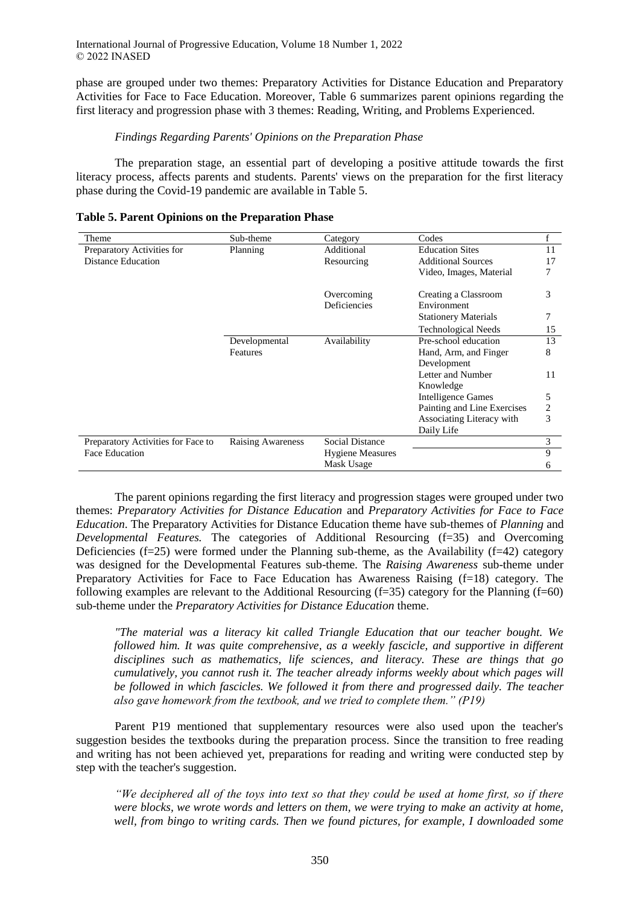phase are grouped under two themes: Preparatory Activities for Distance Education and Preparatory Activities for Face to Face Education. Moreover, Table 6 summarizes parent opinions regarding the first literacy and progression phase with 3 themes: Reading, Writing, and Problems Experienced.

*Findings Regarding Parents' Opinions on the Preparation Phase*

The preparation stage, an essential part of developing a positive attitude towards the first literacy process, affects parents and students. Parents' views on the preparation for the first literacy phase during the Covid-19 pandemic are available in Table 5.

**Table 5. Parent Opinions on the Preparation Phase**

| Theme | Sub-theme | Category | Codes | f |
|---|---|---|---|---|
| Preparatory Activities for Distance Education | Planning | Additional Resourcing | Education Sites | 11 |
| | | | Additional Sources | 17 |
| | | | Video, Images, Material | 7 |
| | | Overcoming Deficiencies | Creating a Classroom Environment | 3 |
| | | | Stationery Materials | 7 |
| | | | Technological Needs | 15 |
| | Developmental Features | Availability | Pre-school education | 13 |
| | | | Hand, Arm, and Finger Development | 8 |
| | | | Letter and Number Knowledge | 11 |
| | | | Intelligence Games | 5 |
| | | | Painting and Line Exercises | 2 |
| | | | Associating Literacy with Daily Life | 3 |
| Preparatory Activities for Face to Face Education | Raising Awareness | Social Distance | | 3 |
| | | Hygiene Measures | | 9 |
| | | Mask Usage | | 6 |

The parent opinions regarding the first literacy and progression stages were grouped under two themes: *Preparatory Activities for Distance Education* and *Preparatory Activities for Face to Face Education*. The Preparatory Activities for Distance Education theme have sub-themes of *Planning* and *Developmental Features.* The categories of Additional Resourcing (f=35) and Overcoming Deficiencies (f=25) were formed under the Planning sub-theme, as the Availability (f=42) category was designed for the Developmental Features sub-theme. The *Raising Awareness* sub-theme under Preparatory Activities for Face to Face Education has Awareness Raising (f=18) category. The following examples are relevant to the Additional Resourcing (f=35) category for the Planning (f=60) sub-theme under the *Preparatory Activities for Distance Education* theme.

> *"The material was a literacy kit called Triangle Education that our teacher bought. We followed him. It was quite comprehensive, as a weekly fascicle, and supportive in different disciplines such as mathematics, life sciences, and literacy. These are things that go cumulatively, you cannot rush it. The teacher already informs weekly about which pages will be followed in which fascicles. We followed it from there and progressed daily. The teacher also gave homework from the textbook, and we tried to complete them." (P19)*

Parent P19 mentioned that supplementary resources were also used upon the teacher's suggestion besides the textbooks during the preparation process. Since the transition to free reading and writing has not been achieved yet, preparations for reading and writing were conducted step by step with the teacher's suggestion.

> *"We deciphered all of the toys into text so that they could be used at home first, so if there were blocks, we wrote words and letters on them, we were trying to make an activity at home, well, from bingo to writing cards. Then we found pictures, for example, I downloaded some*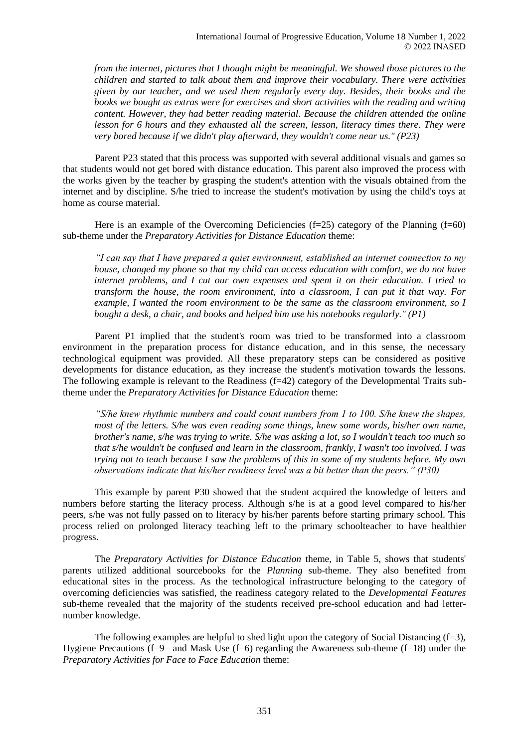*from the internet, pictures that I thought might be meaningful. We showed those pictures to the children and started to talk about them and improve their vocabulary. There were activities given by our teacher, and we used them regularly every day. Besides, their books and the books we bought as extras were for exercises and short activities with the reading and writing content. However, they had better reading material. Because the children attended the online lesson for 6 hours and they exhausted all the screen, lesson, literacy times there. They were very bored because if we didn't play afterward, they wouldn't come near us." (P23)*

Parent P23 stated that this process was supported with several additional visuals and games so that students would not get bored with distance education. This parent also improved the process with the works given by the teacher by grasping the student's attention with the visuals obtained from the internet and by discipline. S/he tried to increase the student's motivation by using the child's toys at home as course material.

Here is an example of the Overcoming Deficiencies (f=25) category of the Planning (f=60) sub-theme under the *Preparatory Activities for Distance Education* theme:

*"I can say that I have prepared a quiet environment, established an internet connection to my house, changed my phone so that my child can access education with comfort, we do not have internet problems, and I cut our own expenses and spent it on their education. I tried to transform the house, the room environment, into a classroom, I can put it that way. For example, I wanted the room environment to be the same as the classroom environment, so I bought a desk, a chair, and books and helped him use his notebooks regularly." (P1)*

Parent P1 implied that the student's room was tried to be transformed into a classroom environment in the preparation process for distance education, and in this sense, the necessary technological equipment was provided. All these preparatory steps can be considered as positive developments for distance education, as they increase the student's motivation towards the lessons. The following example is relevant to the Readiness (f=42) category of the Developmental Traits sub-theme under the *Preparatory Activities for Distance Education* theme:

*"S/he knew rhythmic numbers and could count numbers from 1 to 100. S/he knew the shapes, most of the letters. S/he was even reading some things, knew some words, his/her own name, brother's name, s/he was trying to write. S/he was asking a lot, so I wouldn't teach too much so that s/he wouldn't be confused and learn in the classroom, frankly, I wasn't too involved. I was trying not to teach because I saw the problems of this in some of my students before. My own observations indicate that his/her readiness level was a bit better than the peers." (P30)*

This example by parent P30 showed that the student acquired the knowledge of letters and numbers before starting the literacy process. Although s/he is at a good level compared to his/her peers, s/he was not fully passed on to literacy by his/her parents before starting primary school. This process relied on prolonged literacy teaching left to the primary schoolteacher to have healthier progress.

The *Preparatory Activities for Distance Education* theme, in Table 5, shows that students' parents utilized additional sourcebooks for the *Planning* sub-theme. They also benefited from educational sites in the process. As the technological infrastructure belonging to the category of overcoming deficiencies was satisfied, the readiness category related to the *Developmental Features* sub-theme revealed that the majority of the students received pre-school education and had letter-number knowledge.

The following examples are helpful to shed light upon the category of Social Distancing (f=3), Hygiene Precautions (f=9= and Mask Use (f=6) regarding the Awareness sub-theme (f=18) under the *Preparatory Activities for Face to Face Education* theme: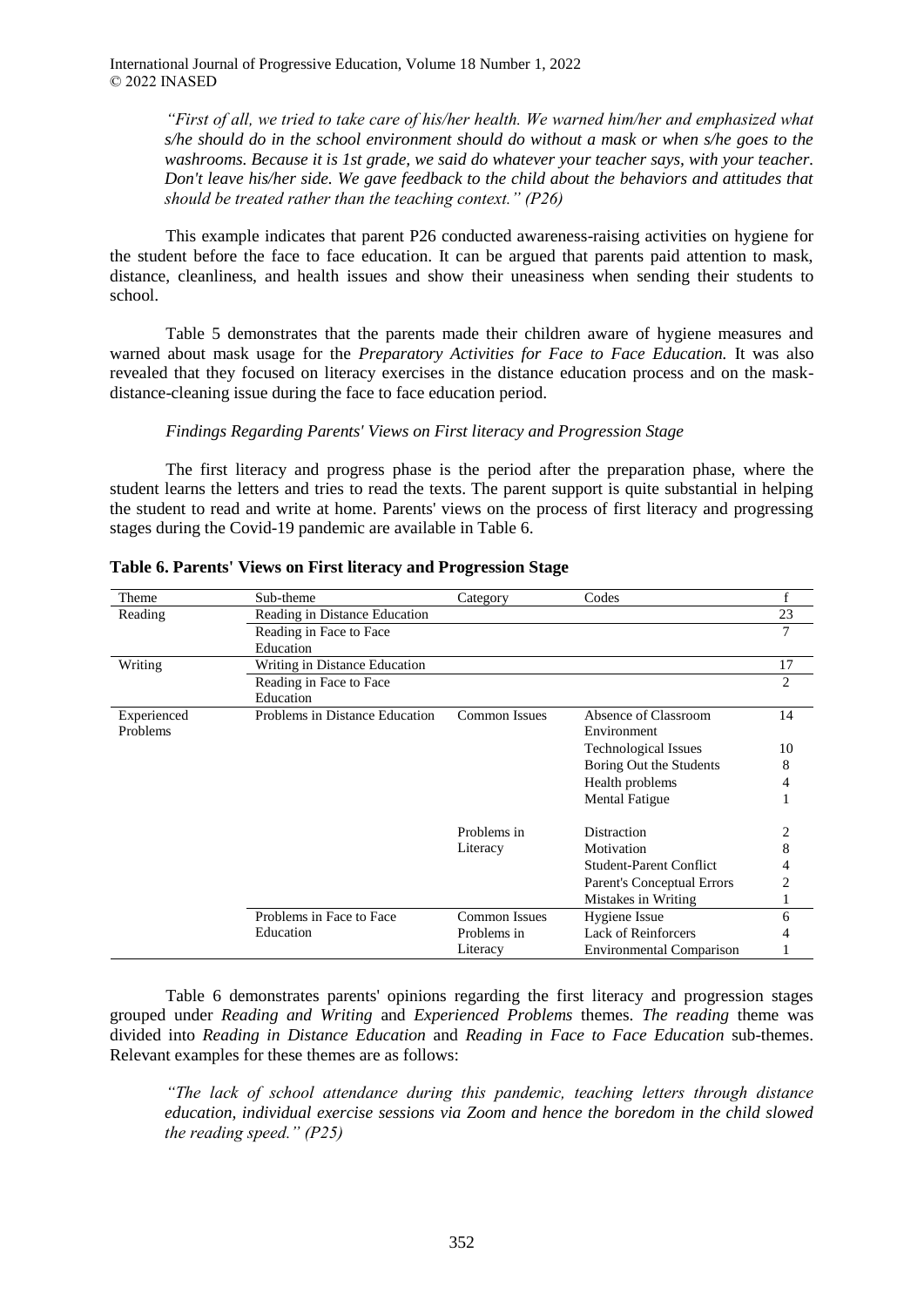*"First of all, we tried to take care of his/her health. We warned him/her and emphasized what s/he should do in the school environment should do without a mask or when s/he goes to the washrooms. Because it is 1st grade, we said do whatever your teacher says, with your teacher. Don't leave his/her side. We gave feedback to the child about the behaviors and attitudes that should be treated rather than the teaching context." (P26)*

This example indicates that parent P26 conducted awareness-raising activities on hygiene for the student before the face to face education. It can be argued that parents paid attention to mask, distance, cleanliness, and health issues and show their uneasiness when sending their students to school.

Table 5 demonstrates that the parents made their children aware of hygiene measures and warned about mask usage for the *Preparatory Activities for Face to Face Education.* It was also revealed that they focused on literacy exercises in the distance education process and on the mask-distance-cleaning issue during the face to face education period.

*Findings Regarding Parents' Views on First literacy and Progression Stage*

The first literacy and progress phase is the period after the preparation phase, where the student learns the letters and tries to read the texts. The parent support is quite substantial in helping the student to read and write at home. Parents' views on the process of first literacy and progressing stages during the Covid-19 pandemic are available in Table 6.

**Table 6. Parents' Views on First literacy and Progression Stage**

| Theme | Sub-theme | Category | Codes | f |
|---|---|---|---|---|
| Reading | Reading in Distance Education | | | 23 |
| | Reading in Face to Face Education | | | 7 |
| Writing | Writing in Distance Education | | | 17 |
| | Reading in Face to Face Education | | | 2 |
| Experienced Problems | Problems in Distance Education | Common Issues | Absence of Classroom Environment | 14 |
| | | | Technological Issues | 10 |
| | | | Boring Out the Students | 8 |
| | | | Health problems | 4 |
| | | | Mental Fatigue | 1 |
| | | Problems in Literacy | Distraction | 2 |
| | | | Motivation | 8 |
| | | | Student-Parent Conflict | 4 |
| | | | Parent's Conceptual Errors | 2 |
| | | | Mistakes in Writing | 1 |
| | Problems in Face to Face Education | Common Issues | Hygiene Issue | 6 |
| | | Problems in Literacy | Lack of Reinforcers | 4 |
| | | | Environmental Comparison | 1 |

Table 6 demonstrates parents' opinions regarding the first literacy and progression stages grouped under *Reading and Writing* and *Experienced Problems* themes. *The reading* theme was divided into *Reading in Distance Education* and *Reading in Face to Face Education* sub-themes. Relevant examples for these themes are as follows:

*"The lack of school attendance during this pandemic, teaching letters through distance education, individual exercise sessions via Zoom and hence the boredom in the child slowed the reading speed." (P25)*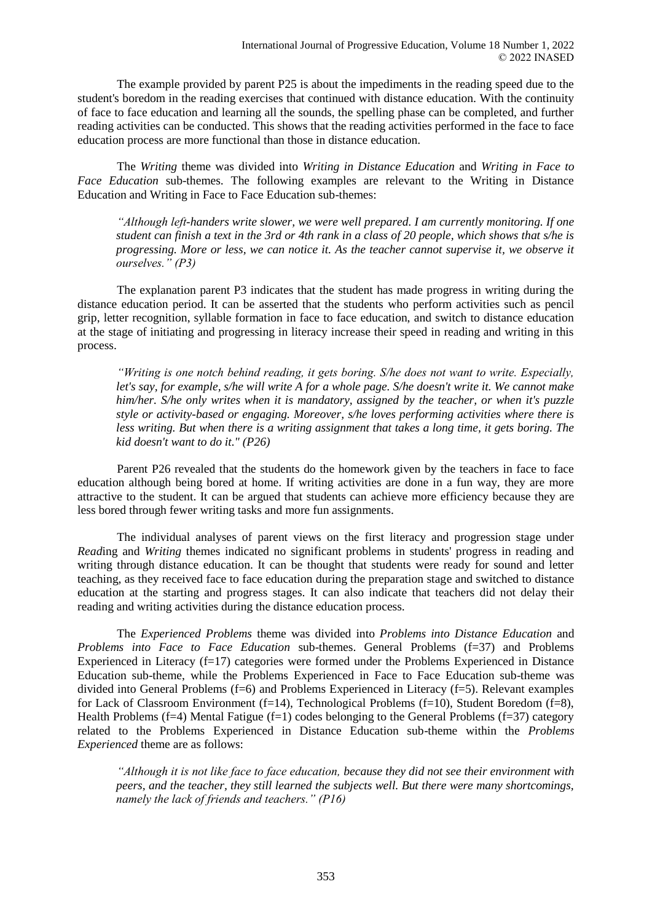The example provided by parent P25 is about the impediments in the reading speed due to the student's boredom in the reading exercises that continued with distance education. With the continuity of face to face education and learning all the sounds, the spelling phase can be completed, and further reading activities can be conducted. This shows that the reading activities performed in the face to face education process are more functional than those in distance education.

The *Writing* theme was divided into *Writing in Distance Education* and *Writing in Face to Face Education* sub-themes. The following examples are relevant to the Writing in Distance Education and Writing in Face to Face Education sub-themes:

> *"Although left-handers write slower, we were well prepared. I am currently monitoring. If one student can finish a text in the 3rd or 4th rank in a class of 20 people, which shows that s/he is progressing. More or less, we can notice it. As the teacher cannot supervise it, we observe it ourselves." (P3)*

The explanation parent P3 indicates that the student has made progress in writing during the distance education period. It can be asserted that the students who perform activities such as pencil grip, letter recognition, syllable formation in face to face education, and switch to distance education at the stage of initiating and progressing in literacy increase their speed in reading and writing in this process.

> *"Writing is one notch behind reading, it gets boring. S/he does not want to write. Especially, let's say, for example, s/he will write A for a whole page. S/he doesn't write it. We cannot make him/her. S/he only writes when it is mandatory, assigned by the teacher, or when it's puzzle style or activity-based or engaging. Moreover, s/he loves performing activities where there is less writing. But when there is a writing assignment that takes a long time, it gets boring. The kid doesn't want to do it." (P26)*

Parent P26 revealed that the students do the homework given by the teachers in face to face education although being bored at home. If writing activities are done in a fun way, they are more attractive to the student. It can be argued that students can achieve more efficiency because they are less bored through fewer writing tasks and more fun assignments.

The individual analyses of parent views on the first literacy and progression stage under *Read*ing and *Writing* themes indicated no significant problems in students' progress in reading and writing through distance education. It can be thought that students were ready for sound and letter teaching, as they received face to face education during the preparation stage and switched to distance education at the starting and progress stages. It can also indicate that teachers did not delay their reading and writing activities during the distance education process.

The *Experienced Problems* theme was divided into *Problems into Distance Education* and *Problems into Face to Face Education* sub-themes. General Problems (f=37) and Problems Experienced in Literacy (f=17) categories were formed under the Problems Experienced in Distance Education sub-theme, while the Problems Experienced in Face to Face Education sub-theme was divided into General Problems (f=6) and Problems Experienced in Literacy (f=5). Relevant examples for Lack of Classroom Environment (f=14), Technological Problems (f=10), Student Boredom (f=8), Health Problems (f=4) Mental Fatigue (f=1) codes belonging to the General Problems (f=37) category related to the Problems Experienced in Distance Education sub-theme within the *Problems Experienced* theme are as follows:

> *"Although it is not like face to face education, because they did not see their environment with peers, and the teacher, they still learned the subjects well. But there were many shortcomings, namely the lack of friends and teachers." (P16)*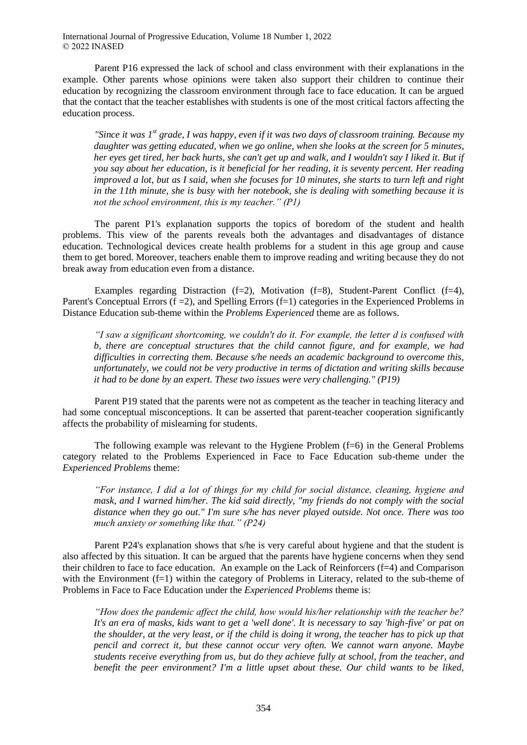Parent P16 expressed the lack of school and class environment with their explanations in the example. Other parents whose opinions were taken also support their children to continue their education by recognizing the classroom environment through face to face education. It can be argued that the contact that the teacher establishes with students is one of the most critical factors affecting the education process.

> *"Since it was 1st grade, I was happy, even if it was two days of classroom training. Because my daughter was getting educated, when we go online, when she looks at the screen for 5 minutes, her eyes get tired, her back hurts, she can't get up and walk, and I wouldn't say I liked it. But if you say about her education, is it beneficial for her reading, it is seventy percent. Her reading improved a lot, but as I said, when she focuses for 10 minutes, she starts to turn left and right in the 11th minute, she is busy with her notebook, she is dealing with something because it is not the school environment, this is my teacher." (P1)*

The parent P1's explanation supports the topics of boredom of the student and health problems. This view of the parents reveals both the advantages and disadvantages of distance education. Technological devices create health problems for a student in this age group and cause them to get bored. Moreover, teachers enable them to improve reading and writing because they do not break away from education even from a distance.

Examples regarding Distraction (f=2), Motivation (f=8), Student-Parent Conflict (f=4), Parent's Conceptual Errors (f =2), and Spelling Errors (f=1) categories in the Experienced Problems in Distance Education sub-theme within the *Problems Experienced* theme are as follows.

> *"I saw a significant shortcoming, we couldn't do it. For example, the letter d is confused with b, there are conceptual structures that the child cannot figure, and for example, we had difficulties in correcting them. Because s/he needs an academic background to overcome this, unfortunately, we could not be very productive in terms of dictation and writing skills because it had to be done by an expert. These two issues were very challenging." (P19)*

Parent P19 stated that the parents were not as competent as the teacher in teaching literacy and had some conceptual misconceptions. It can be asserted that parent-teacher cooperation significantly affects the probability of mislearning for students.

The following example was relevant to the Hygiene Problem (f=6) in the General Problems category related to the Problems Experienced in Face to Face Education sub-theme under the *Experienced Problems* theme:

> *"For instance, I did a lot of things for my child for social distance, cleaning, hygiene and mask, and I warned him/her. The kid said directly, "my friends do not comply with the social distance when they go out." I'm sure s/he has never played outside. Not once. There was too much anxiety or something like that." (P24)*

Parent P24's explanation shows that s/he is very careful about hygiene and that the student is also affected by this situation. It can be argued that the parents have hygiene concerns when they send their children to face to face education. An example on the Lack of Reinforcers (f=4) and Comparison with the Environment (f=1) within the category of Problems in Literacy, related to the sub-theme of Problems in Face to Face Education under the *Experienced Problems* theme is:

> *"How does the pandemic affect the child, how would his/her relationship with the teacher be? It's an era of masks, kids want to get a 'well done'. It is necessary to say 'high-five' or pat on the shoulder, at the very least, or if the child is doing it wrong, the teacher has to pick up that pencil and correct it, but these cannot occur very often. We cannot warn anyone. Maybe students receive everything from us, but do they achieve fully at school, from the teacher, and benefit the peer environment? I'm a little upset about these. Our child wants to be liked,*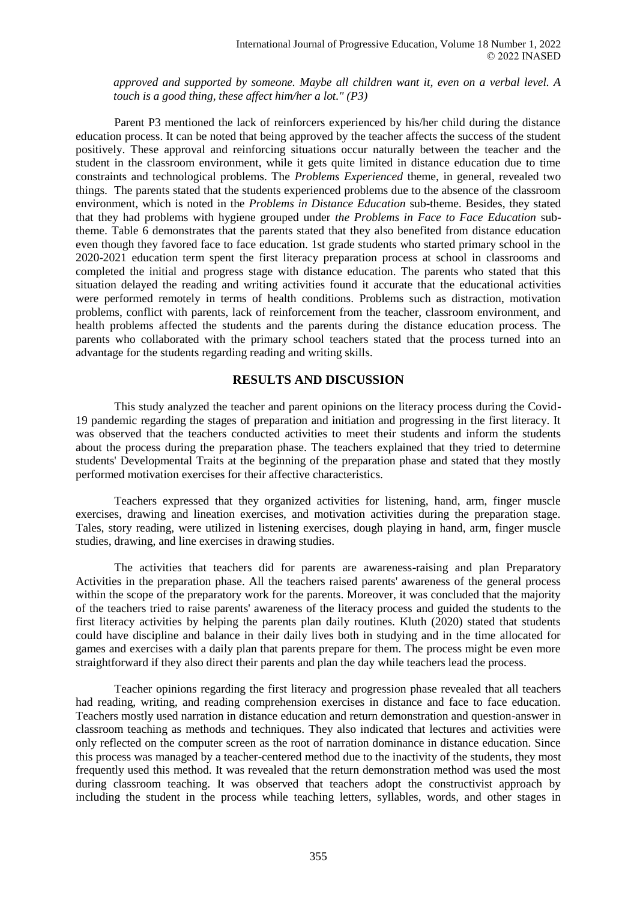*approved and supported by someone. Maybe all children want it, even on a verbal level. A touch is a good thing, these affect him/her a lot." (P3)*

Parent P3 mentioned the lack of reinforcers experienced by his/her child during the distance education process. It can be noted that being approved by the teacher affects the success of the student positively. These approval and reinforcing situations occur naturally between the teacher and the student in the classroom environment, while it gets quite limited in distance education due to time constraints and technological problems. The *Problems Experienced* theme, in general, revealed two things. The parents stated that the students experienced problems due to the absence of the classroom environment, which is noted in the *Problems in Distance Education* sub-theme. Besides, they stated that they had problems with hygiene grouped under *the Problems in Face to Face Education* sub-theme. Table 6 demonstrates that the parents stated that they also benefited from distance education even though they favored face to face education. 1st grade students who started primary school in the 2020-2021 education term spent the first literacy preparation process at school in classrooms and completed the initial and progress stage with distance education. The parents who stated that this situation delayed the reading and writing activities found it accurate that the educational activities were performed remotely in terms of health conditions. Problems such as distraction, motivation problems, conflict with parents, lack of reinforcement from the teacher, classroom environment, and health problems affected the students and the parents during the distance education process. The parents who collaborated with the primary school teachers stated that the process turned into an advantage for the students regarding reading and writing skills.

## RESULTS AND DISCUSSION

This study analyzed the teacher and parent opinions on the literacy process during the Covid-19 pandemic regarding the stages of preparation and initiation and progressing in the first literacy. It was observed that the teachers conducted activities to meet their students and inform the students about the process during the preparation phase. The teachers explained that they tried to determine students' Developmental Traits at the beginning of the preparation phase and stated that they mostly performed motivation exercises for their affective characteristics.

Teachers expressed that they organized activities for listening, hand, arm, finger muscle exercises, drawing and lineation exercises, and motivation activities during the preparation stage. Tales, story reading, were utilized in listening exercises, dough playing in hand, arm, finger muscle studies, drawing, and line exercises in drawing studies.

The activities that teachers did for parents are awareness-raising and plan Preparatory Activities in the preparation phase. All the teachers raised parents' awareness of the general process within the scope of the preparatory work for the parents. Moreover, it was concluded that the majority of the teachers tried to raise parents' awareness of the literacy process and guided the students to the first literacy activities by helping the parents plan daily routines. Kluth (2020) stated that students could have discipline and balance in their daily lives both in studying and in the time allocated for games and exercises with a daily plan that parents prepare for them. The process might be even more straightforward if they also direct their parents and plan the day while teachers lead the process.

Teacher opinions regarding the first literacy and progression phase revealed that all teachers had reading, writing, and reading comprehension exercises in distance and face to face education. Teachers mostly used narration in distance education and return demonstration and question-answer in classroom teaching as methods and techniques. They also indicated that lectures and activities were only reflected on the computer screen as the root of narration dominance in distance education. Since this process was managed by a teacher-centered method due to the inactivity of the students, they most frequently used this method. It was revealed that the return demonstration method was used the most during classroom teaching. It was observed that teachers adopt the constructivist approach by including the student in the process while teaching letters, syllables, words, and other stages in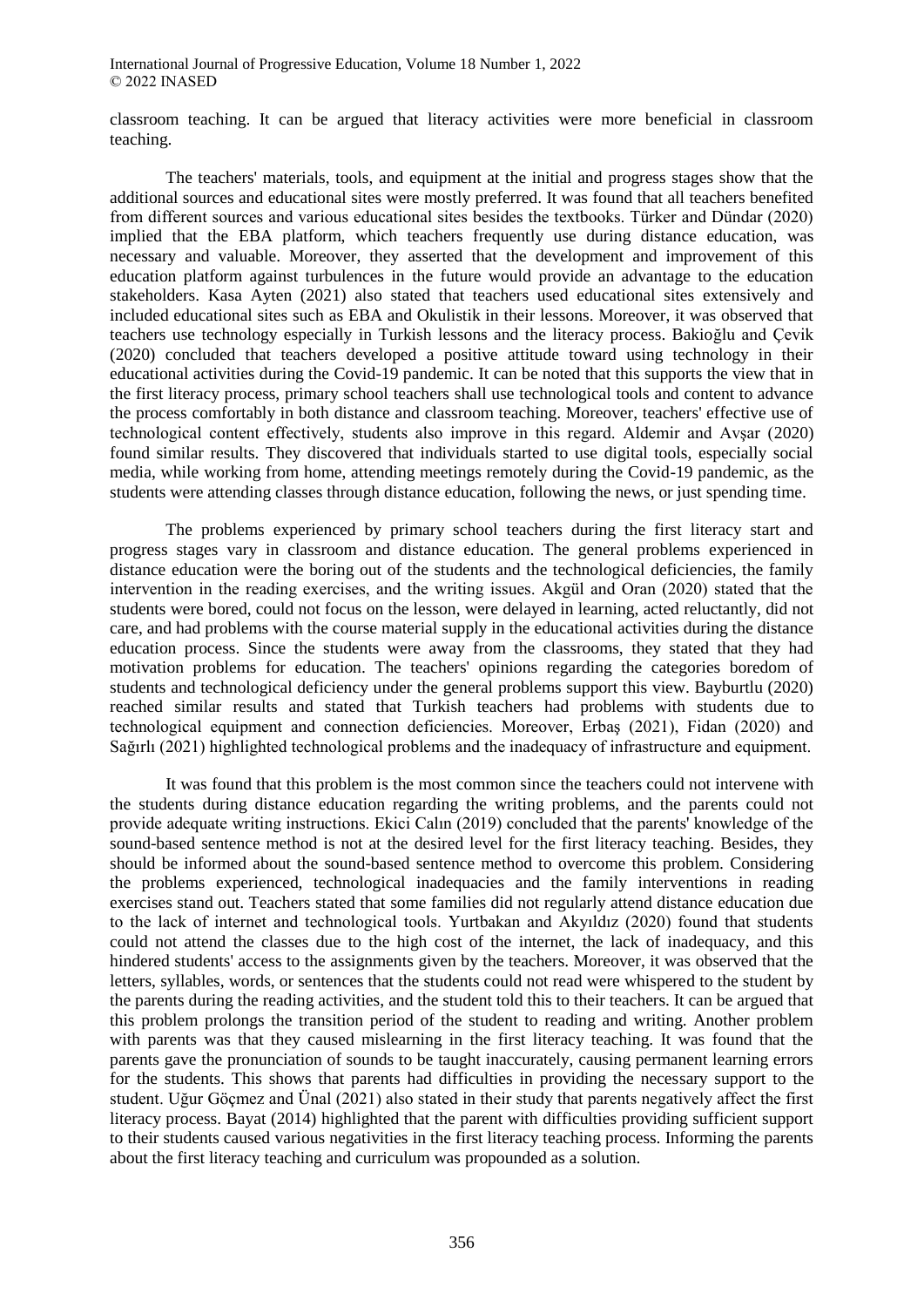classroom teaching. It can be argued that literacy activities were more beneficial in classroom teaching.

The teachers' materials, tools, and equipment at the initial and progress stages show that the additional sources and educational sites were mostly preferred. It was found that all teachers benefited from different sources and various educational sites besides the textbooks. Türker and Dündar (2020) implied that the EBA platform, which teachers frequently use during distance education, was necessary and valuable. Moreover, they asserted that the development and improvement of this education platform against turbulences in the future would provide an advantage to the education stakeholders. Kasa Ayten (2021) also stated that teachers used educational sites extensively and included educational sites such as EBA and Okulistik in their lessons. Moreover, it was observed that teachers use technology especially in Turkish lessons and the literacy process. Bakioğlu and Çevik (2020) concluded that teachers developed a positive attitude toward using technology in their educational activities during the Covid-19 pandemic. It can be noted that this supports the view that in the first literacy process, primary school teachers shall use technological tools and content to advance the process comfortably in both distance and classroom teaching. Moreover, teachers' effective use of technological content effectively, students also improve in this regard. Aldemir and Avşar (2020) found similar results. They discovered that individuals started to use digital tools, especially social media, while working from home, attending meetings remotely during the Covid-19 pandemic, as the students were attending classes through distance education, following the news, or just spending time.

The problems experienced by primary school teachers during the first literacy start and progress stages vary in classroom and distance education. The general problems experienced in distance education were the boring out of the students and the technological deficiencies, the family intervention in the reading exercises, and the writing issues. Akgül and Oran (2020) stated that the students were bored, could not focus on the lesson, were delayed in learning, acted reluctantly, did not care, and had problems with the course material supply in the educational activities during the distance education process. Since the students were away from the classrooms, they stated that they had motivation problems for education. The teachers' opinions regarding the categories boredom of students and technological deficiency under the general problems support this view. Bayburtlu (2020) reached similar results and stated that Turkish teachers had problems with students due to technological equipment and connection deficiencies. Moreover, Erbaş (2021), Fidan (2020) and Sağırlı (2021) highlighted technological problems and the inadequacy of infrastructure and equipment.

It was found that this problem is the most common since the teachers could not intervene with the students during distance education regarding the writing problems, and the parents could not provide adequate writing instructions. Ekici Calın (2019) concluded that the parents' knowledge of the sound-based sentence method is not at the desired level for the first literacy teaching. Besides, they should be informed about the sound-based sentence method to overcome this problem. Considering the problems experienced, technological inadequacies and the family interventions in reading exercises stand out. Teachers stated that some families did not regularly attend distance education due to the lack of internet and technological tools. Yurtbakan and Akyıldız (2020) found that students could not attend the classes due to the high cost of the internet, the lack of inadequacy, and this hindered students' access to the assignments given by the teachers. Moreover, it was observed that the letters, syllables, words, or sentences that the students could not read were whispered to the student by the parents during the reading activities, and the student told this to their teachers. It can be argued that this problem prolongs the transition period of the student to reading and writing. Another problem with parents was that they caused mislearning in the first literacy teaching. It was found that the parents gave the pronunciation of sounds to be taught inaccurately, causing permanent learning errors for the students. This shows that parents had difficulties in providing the necessary support to the student. Uğur Göçmez and Ünal (2021) also stated in their study that parents negatively affect the first literacy process. Bayat (2014) highlighted that the parent with difficulties providing sufficient support to their students caused various negativities in the first literacy teaching process. Informing the parents about the first literacy teaching and curriculum was propounded as a solution.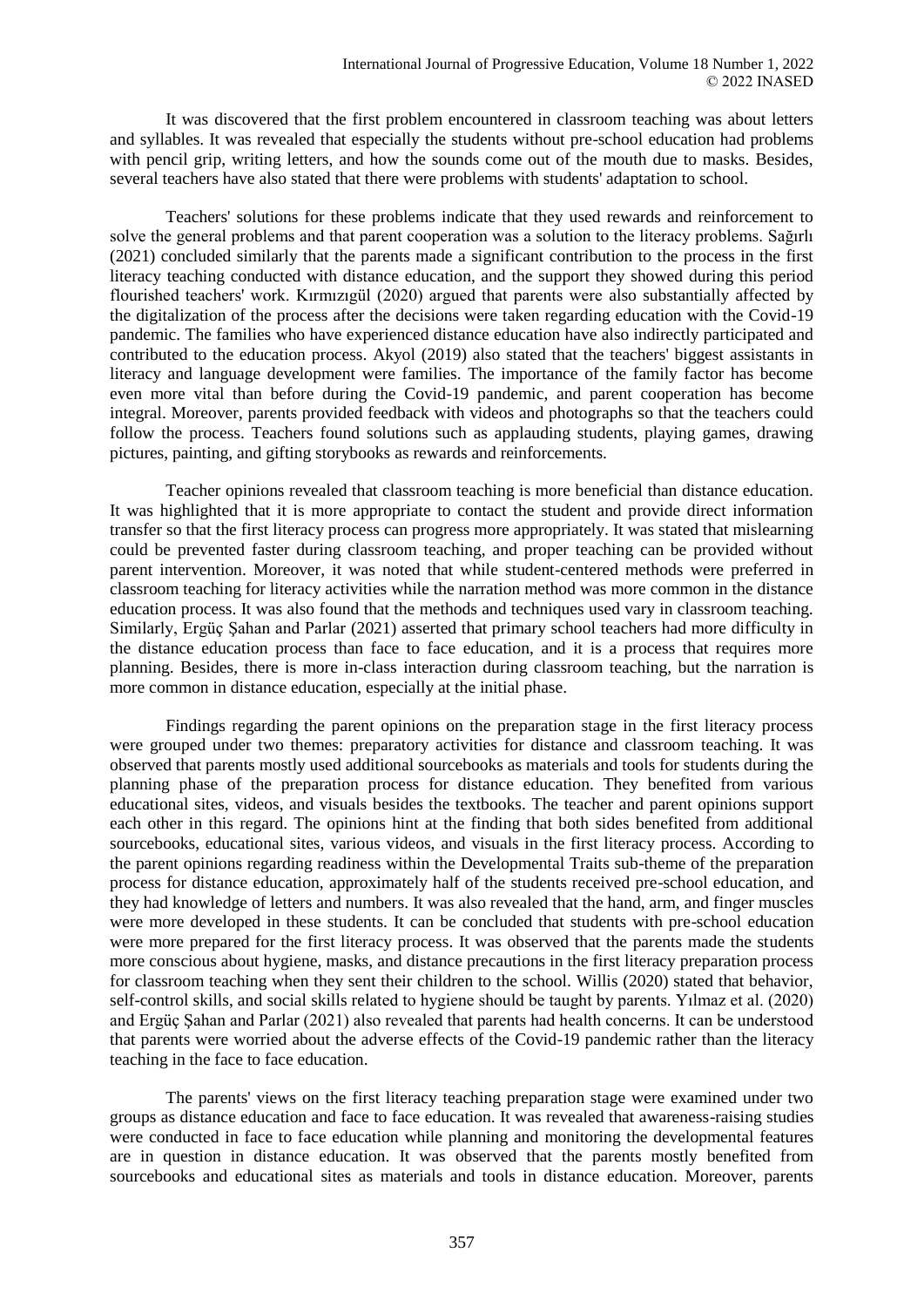It was discovered that the first problem encountered in classroom teaching was about letters and syllables. It was revealed that especially the students without pre-school education had problems with pencil grip, writing letters, and how the sounds come out of the mouth due to masks. Besides, several teachers have also stated that there were problems with students' adaptation to school.

Teachers' solutions for these problems indicate that they used rewards and reinforcement to solve the general problems and that parent cooperation was a solution to the literacy problems. Sağırlı (2021) concluded similarly that the parents made a significant contribution to the process in the first literacy teaching conducted with distance education, and the support they showed during this period flourished teachers' work. Kırmızıgül (2020) argued that parents were also substantially affected by the digitalization of the process after the decisions were taken regarding education with the Covid-19 pandemic. The families who have experienced distance education have also indirectly participated and contributed to the education process. Akyol (2019) also stated that the teachers' biggest assistants in literacy and language development were families. The importance of the family factor has become even more vital than before during the Covid-19 pandemic, and parent cooperation has become integral. Moreover, parents provided feedback with videos and photographs so that the teachers could follow the process. Teachers found solutions such as applauding students, playing games, drawing pictures, painting, and gifting storybooks as rewards and reinforcements.

Teacher opinions revealed that classroom teaching is more beneficial than distance education. It was highlighted that it is more appropriate to contact the student and provide direct information transfer so that the first literacy process can progress more appropriately. It was stated that mislearning could be prevented faster during classroom teaching, and proper teaching can be provided without parent intervention. Moreover, it was noted that while student-centered methods were preferred in classroom teaching for literacy activities while the narration method was more common in the distance education process. It was also found that the methods and techniques used vary in classroom teaching. Similarly, Ergüç Şahan and Parlar (2021) asserted that primary school teachers had more difficulty in the distance education process than face to face education, and it is a process that requires more planning. Besides, there is more in-class interaction during classroom teaching, but the narration is more common in distance education, especially at the initial phase.

Findings regarding the parent opinions on the preparation stage in the first literacy process were grouped under two themes: preparatory activities for distance and classroom teaching. It was observed that parents mostly used additional sourcebooks as materials and tools for students during the planning phase of the preparation process for distance education. They benefited from various educational sites, videos, and visuals besides the textbooks. The teacher and parent opinions support each other in this regard. The opinions hint at the finding that both sides benefited from additional sourcebooks, educational sites, various videos, and visuals in the first literacy process. According to the parent opinions regarding readiness within the Developmental Traits sub-theme of the preparation process for distance education, approximately half of the students received pre-school education, and they had knowledge of letters and numbers. It was also revealed that the hand, arm, and finger muscles were more developed in these students. It can be concluded that students with pre-school education were more prepared for the first literacy process. It was observed that the parents made the students more conscious about hygiene, masks, and distance precautions in the first literacy preparation process for classroom teaching when they sent their children to the school. Willis (2020) stated that behavior, self-control skills, and social skills related to hygiene should be taught by parents. Yılmaz et al. (2020) and Ergüç Şahan and Parlar (2021) also revealed that parents had health concerns. It can be understood that parents were worried about the adverse effects of the Covid-19 pandemic rather than the literacy teaching in the face to face education.

The parents' views on the first literacy teaching preparation stage were examined under two groups as distance education and face to face education. It was revealed that awareness-raising studies were conducted in face to face education while planning and monitoring the developmental features are in question in distance education. It was observed that the parents mostly benefited from sourcebooks and educational sites as materials and tools in distance education. Moreover, parents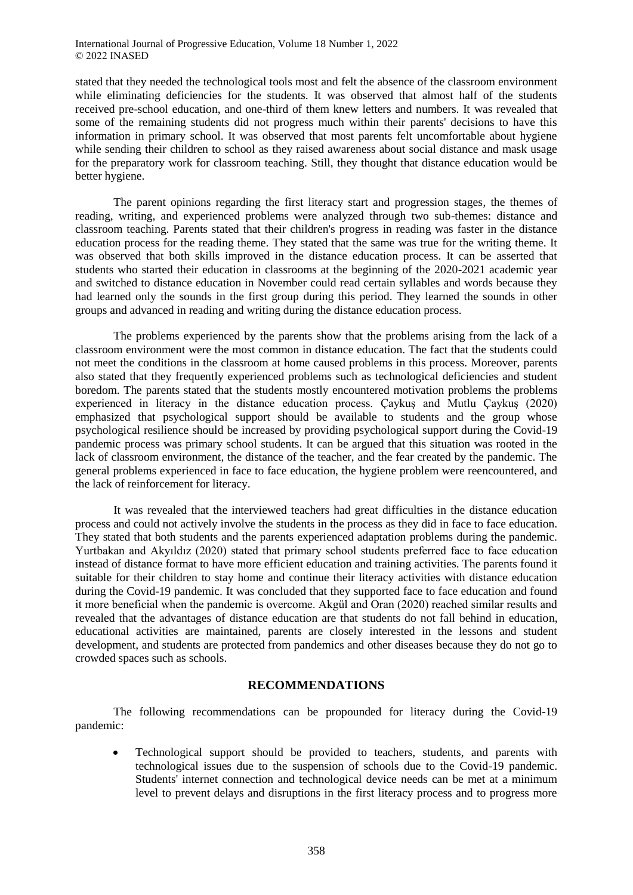stated that they needed the technological tools most and felt the absence of the classroom environment while eliminating deficiencies for the students. It was observed that almost half of the students received pre-school education, and one-third of them knew letters and numbers. It was revealed that some of the remaining students did not progress much within their parents' decisions to have this information in primary school. It was observed that most parents felt uncomfortable about hygiene while sending their children to school as they raised awareness about social distance and mask usage for the preparatory work for classroom teaching. Still, they thought that distance education would be better hygiene.

The parent opinions regarding the first literacy start and progression stages, the themes of reading, writing, and experienced problems were analyzed through two sub-themes: distance and classroom teaching. Parents stated that their children's progress in reading was faster in the distance education process for the reading theme. They stated that the same was true for the writing theme. It was observed that both skills improved in the distance education process. It can be asserted that students who started their education in classrooms at the beginning of the 2020-2021 academic year and switched to distance education in November could read certain syllables and words because they had learned only the sounds in the first group during this period. They learned the sounds in other groups and advanced in reading and writing during the distance education process.

The problems experienced by the parents show that the problems arising from the lack of a classroom environment were the most common in distance education. The fact that the students could not meet the conditions in the classroom at home caused problems in this process. Moreover, parents also stated that they frequently experienced problems such as technological deficiencies and student boredom. The parents stated that the students mostly encountered motivation problems the problems experienced in literacy in the distance education process. Çaykuş and Mutlu Çaykuş (2020) emphasized that psychological support should be available to students and the group whose psychological resilience should be increased by providing psychological support during the Covid-19 pandemic process was primary school students. It can be argued that this situation was rooted in the lack of classroom environment, the distance of the teacher, and the fear created by the pandemic. The general problems experienced in face to face education, the hygiene problem were reencountered, and the lack of reinforcement for literacy.

It was revealed that the interviewed teachers had great difficulties in the distance education process and could not actively involve the students in the process as they did in face to face education. They stated that both students and the parents experienced adaptation problems during the pandemic. Yurtbakan and Akyıldız (2020) stated that primary school students preferred face to face education instead of distance format to have more efficient education and training activities. The parents found it suitable for their children to stay home and continue their literacy activities with distance education during the Covid-19 pandemic. It was concluded that they supported face to face education and found it more beneficial when the pandemic is overcome. Akgül and Oran (2020) reached similar results and revealed that the advantages of distance education are that students do not fall behind in education, educational activities are maintained, parents are closely interested in the lessons and student development, and students are protected from pandemics and other diseases because they do not go to crowded spaces such as schools.

## RECOMMENDATIONS

The following recommendations can be propounded for literacy during the Covid-19 pandemic:

- Technological support should be provided to teachers, students, and parents with technological issues due to the suspension of schools due to the Covid-19 pandemic. Students' internet connection and technological device needs can be met at a minimum level to prevent delays and disruptions in the first literacy process and to progress more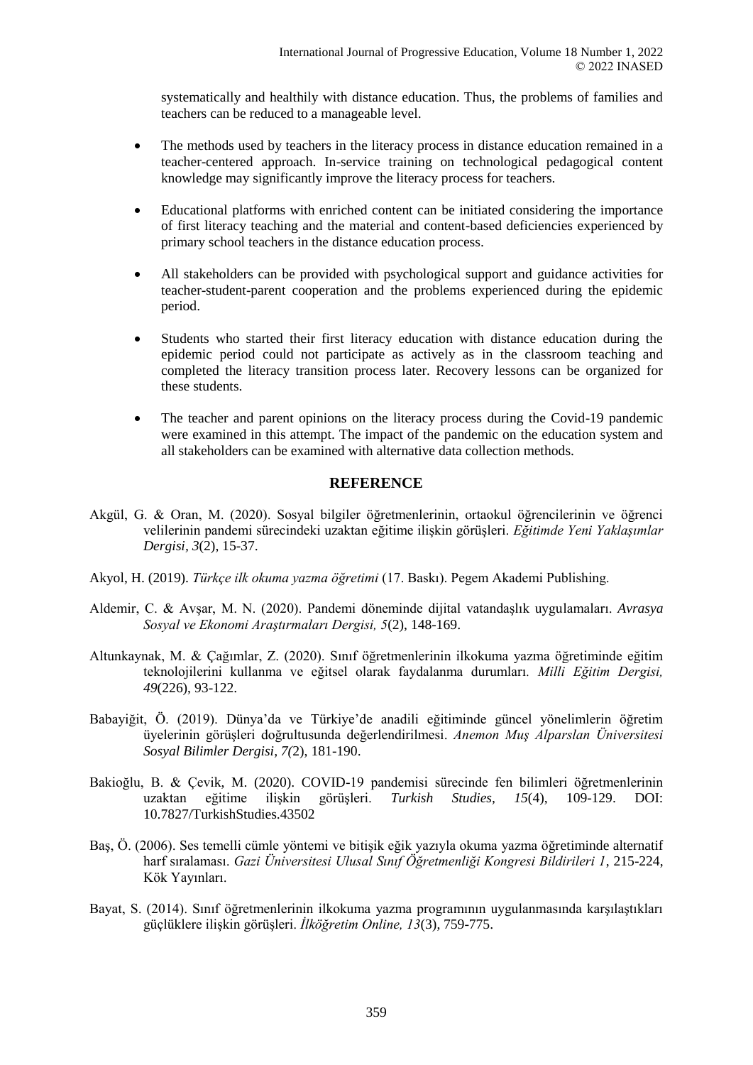systematically and healthily with distance education. Thus, the problems of families and teachers can be reduced to a manageable level.

- The methods used by teachers in the literacy process in distance education remained in a teacher-centered approach. In-service training on technological pedagogical content knowledge may significantly improve the literacy process for teachers.
- Educational platforms with enriched content can be initiated considering the importance of first literacy teaching and the material and content-based deficiencies experienced by primary school teachers in the distance education process.
- All stakeholders can be provided with psychological support and guidance activities for teacher-student-parent cooperation and the problems experienced during the epidemic period.
- Students who started their first literacy education with distance education during the epidemic period could not participate as actively as in the classroom teaching and completed the literacy transition process later. Recovery lessons can be organized for these students.
- The teacher and parent opinions on the literacy process during the Covid-19 pandemic were examined in this attempt. The impact of the pandemic on the education system and all stakeholders can be examined with alternative data collection methods.

## REFERENCE

Akgül, G. & Oran, M. (2020). Sosyal bilgiler öğretmenlerinin, ortaokul öğrencilerinin ve öğrenci velilerinin pandemi sürecindeki uzaktan eğitime ilişkin görüşleri. *Eğitimde Yeni Yaklaşımlar Dergisi*, *3*(2), 15-37.

Akyol, H. (2019). *Türkçe ilk okuma yazma öğretimi* (17. Baskı). Pegem Akademi Publishing.

Aldemir, C. & Avşar, M. N. (2020). Pandemi döneminde dijital vatandaşlık uygulamaları. *Avrasya Sosyal ve Ekonomi Araştırmaları Dergisi, 5*(2), 148-169.

Altunkaynak, M. & Çağımlar, Z. (2020). Sınıf öğretmenlerinin ilkokuma yazma öğretiminde eğitim teknolojilerini kullanma ve eğitsel olarak faydalanma durumları. *Milli Eğitim Dergisi, 49*(226), 93-122.

Babayiğit, Ö. (2019). Dünya'da ve Türkiye'de anadili eğitiminde güncel yönelimlerin öğretim üyelerinin görüşleri doğrultusunda değerlendirilmesi. *Anemon Muş Alparslan Üniversitesi Sosyal Bilimler Dergisi*, *7(*2), 181-190.

Bakioğlu, B. & Çevik, M. (2020). COVID-19 pandemisi sürecinde fen bilimleri öğretmenlerinin uzaktan eğitime ilişkin görüşleri. *Turkish Studies, 15*(4), 109-129. DOI: 10.7827/TurkishStudies.43502

Baş, Ö. (2006). Ses temelli cümle yöntemi ve bitişik eğik yazıyla okuma yazma öğretiminde alternatif harf sıralaması. *Gazi Üniversitesi Ulusal Sınıf Öğretmenliği Kongresi Bildirileri 1*, 215-224, Kök Yayınları.

Bayat, S. (2014). Sınıf öğretmenlerinin ilkokuma yazma programının uygulanmasında karşılaştıkları güçlüklere ilişkin görüşleri. *İlköğretim Online, 13*(3), 759-775.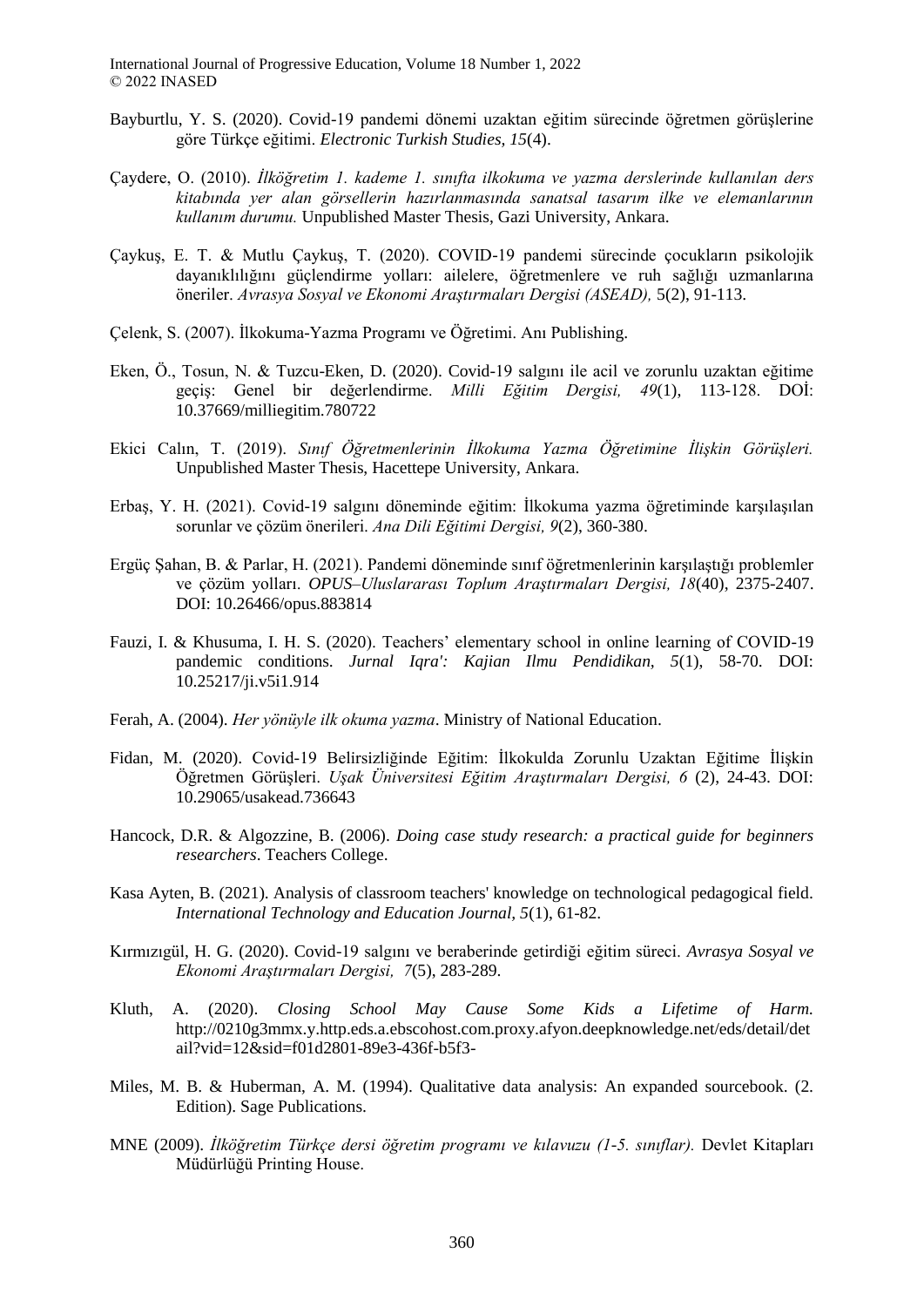Bayburtlu, Y. S. (2020). Covid-19 pandemi dönemi uzaktan eğitim sürecinde öğretmen görüşlerine göre Türkçe eğitimi. *Electronic Turkish Studies, 15*(4).

Çaydere, O. (2010). *İlköğretim 1. kademe 1. sınıfta ilkokuma ve yazma derslerinde kullanılan ders kitabında yer alan görsellerin hazırlanmasında sanatsal tasarım ilke ve elemanlarının kullanım durumu.* Unpublished Master Thesis, Gazi University, Ankara.

Çaykuş, E. T. & Mutlu Çaykuş, T. (2020). COVID-19 pandemi sürecinde çocukların psikolojik dayanıklılığını güçlendirme yolları: ailelere, öğretmenlere ve ruh sağlığı uzmanlarına öneriler. *Avrasya Sosyal ve Ekonomi Araştırmaları Dergisi (ASEAD),* 5(2), 91-113.

Çelenk, S. (2007). İlkokuma-Yazma Programı ve Öğretimi. Anı Publishing.

Eken, Ö., Tosun, N. & Tuzcu-Eken, D. (2020). Covid-19 salgını ile acil ve zorunlu uzaktan eğitime geçiş: Genel bir değerlendirme. *Milli Eğitim Dergisi, 49*(1), 113-128. DOİ: 10.37669/milliegitim.780722

Ekici Calın, T. (2019). *Sınıf Öğretmenlerinin İlkokuma Yazma Öğretimine İlişkin Görüşleri.* Unpublished Master Thesis, Hacettepe University, Ankara.

Erbaş, Y. H. (2021). Covid-19 salgını döneminde eğitim: İlkokuma yazma öğretiminde karşılaşılan sorunlar ve çözüm önerileri. *Ana Dili Eğitimi Dergisi, 9*(2), 360-380.

Ergüç Şahan, B. & Parlar, H. (2021). Pandemi döneminde sınıf öğretmenlerinin karşılaştığı problemler ve çözüm yolları. *OPUS–Uluslararası Toplum Araştırmaları Dergisi, 18*(40), 2375-2407. DOI: 10.26466/opus.883814

Fauzi, I. & Khusuma, I. H. S. (2020). Teachers' elementary school in online learning of COVID-19 pandemic conditions. *Jurnal Iqra': Kajian Ilmu Pendidikan, 5*(1), 58-70. DOI: 10.25217/ji.v5i1.914

Ferah, A. (2004). *Her yönüyle ilk okuma yazma*. Ministry of National Education.

Fidan, M. (2020). Covid-19 Belirsizliğinde Eğitim: İlkokulda Zorunlu Uzaktan Eğitime İlişkin Öğretmen Görüşleri. *Uşak Üniversitesi Eğitim Araştırmaları Dergisi, 6* (2), 24-43. DOI: 10.29065/usakead.736643

Hancock, D.R. & Algozzine, B. (2006). *Doing case study research: a practical guide for beginners researchers*. Teachers College.

Kasa Ayten, B. (2021). Analysis of classroom teachers' knowledge on technological pedagogical field. *International Technology and Education Journal, 5*(1), 61-82.

Kırmızıgül, H. G. (2020). Covid-19 salgını ve beraberinde getirdiği eğitim süreci. *Avrasya Sosyal ve Ekonomi Araştırmaları Dergisi, 7*(5), 283-289.

Kluth, A. (2020). *Closing School May Cause Some Kids a Lifetime of Harm.* http://0210g3mmx.y.http.eds.a.ebscohost.com.proxy.afyon.deepknowledge.net/eds/detail/detail?vid=12&sid=f01d2801-89e3-436f-b5f3-

Miles, M. B. & Huberman, A. M. (1994). Qualitative data analysis: An expanded sourcebook. (2. Edition). Sage Publications.

MNE (2009). *İlköğretim Türkçe dersi öğretim programı ve kılavuzu (1-5. sınıflar).* Devlet Kitapları Müdürlüğü Printing House.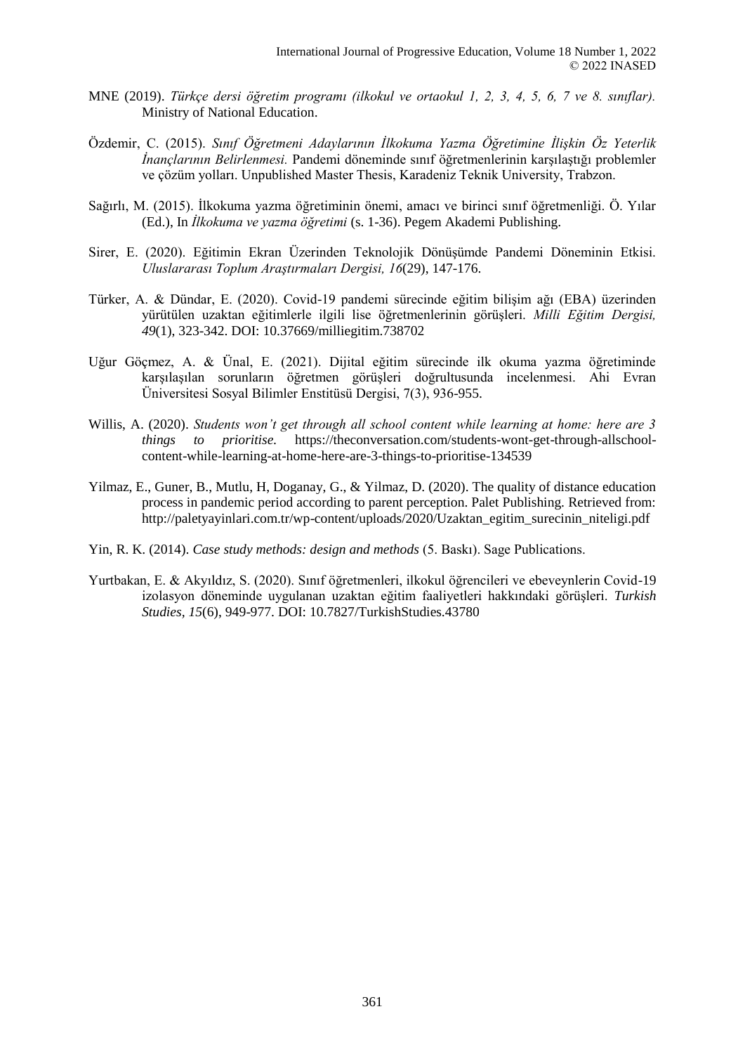MNE (2019). *Türkçe dersi öğretim programı (ilkokul ve ortaokul 1, 2, 3, 4, 5, 6, 7 ve 8. sınıflar).* Ministry of National Education.

Özdemir, C. (2015). *Sınıf Öğretmeni Adaylarının İlkokuma Yazma Öğretimine İlişkin Öz Yeterlik İnançlarının Belirlenmesi.* Pandemi döneminde sınıf öğretmenlerinin karşılaştığı problemler ve çözüm yolları. Unpublished Master Thesis, Karadeniz Teknik University, Trabzon.

Sağırlı, M. (2015). İlkokuma yazma öğretiminin önemi, amacı ve birinci sınıf öğretmenliği. Ö. Yılar (Ed.), In *İlkokuma ve yazma öğretimi* (s. 1-36). Pegem Akademi Publishing.

Sirer, E. (2020). Eğitimin Ekran Üzerinden Teknolojik Dönüşümde Pandemi Döneminin Etkisi. *Uluslararası Toplum Araştırmaları Dergisi, 16*(29), 147-176.

Türker, A. & Dündar, E. (2020). Covid-19 pandemi sürecinde eğitim bilişim ağı (EBA) üzerinden yürütülen uzaktan eğitimlerle ilgili lise öğretmenlerinin görüşleri. *Milli Eğitim Dergisi, 49*(1), 323-342. DOI: 10.37669/milliegitim.738702

Uğur Göçmez, A. & Ünal, E. (2021). Dijital eğitim sürecinde ilk okuma yazma öğretiminde karşılaşılan sorunların öğretmen görüşleri doğrultusunda incelenmesi. Ahi Evran Üniversitesi Sosyal Bilimler Enstitüsü Dergisi, 7(3), 936-955.

Willis, A. (2020). *Students won't get through all school content while learning at home: here are 3 things to prioritise.* https://theconversation.com/students-wont-get-through-allschool-content-while-learning-at-home-here-are-3-things-to-prioritise-134539

Yilmaz, E., Guner, B., Mutlu, H, Doganay, G., & Yilmaz, D. (2020). The quality of distance education process in pandemic period according to parent perception. Palet Publishing. Retrieved from: http://paletyayinlari.com.tr/wp-content/uploads/2020/Uzaktan_egitim_surecinin_niteligi.pdf

Yin, R. K. (2014). *Case study methods: design and methods* (5. Baskı). Sage Publications.

Yurtbakan, E. & Akyıldız, S. (2020). Sınıf öğretmenleri, ilkokul öğrencileri ve ebeveynlerin Covid-19 izolasyon döneminde uygulanan uzaktan eğitim faaliyetleri hakkındaki görüşleri. *Turkish Studies, 15*(6), 949-977. DOI: 10.7827/TurkishStudies.43780